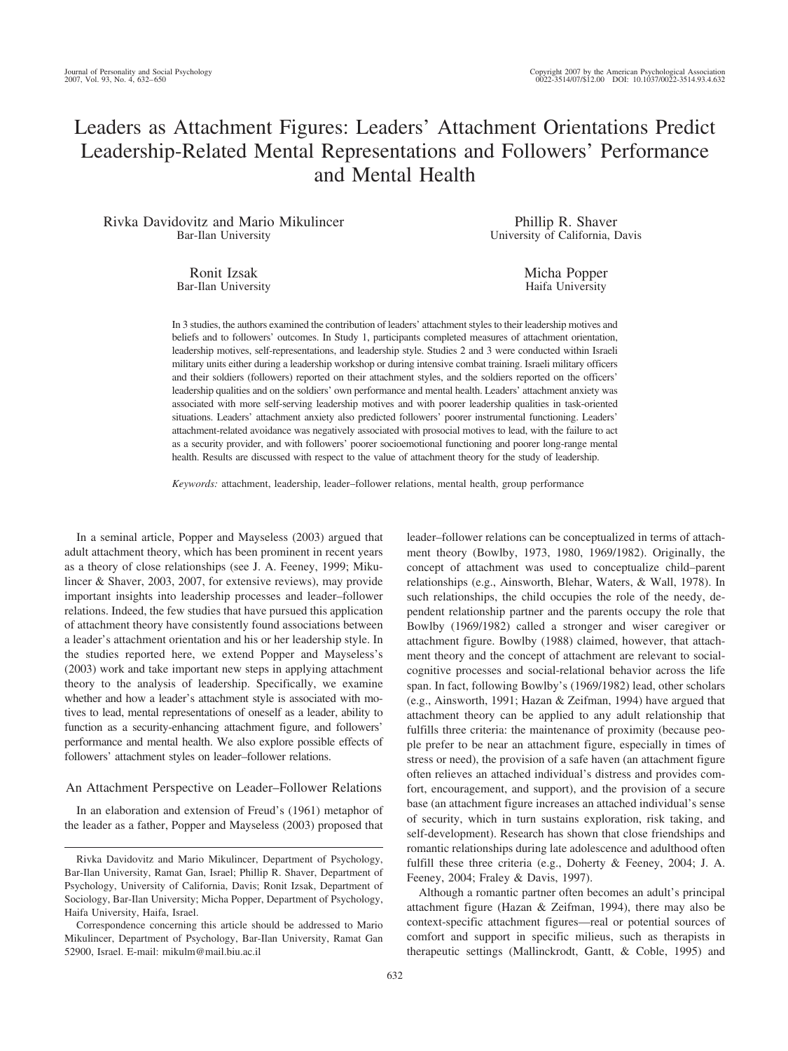# Leaders as Attachment Figures: Leaders' Attachment Orientations Predict Leadership-Related Mental Representations and Followers' Performance and Mental Health

Rivka Davidovitz and Mario Mikulincer
Bar-Ilan University

Phillip R. Shaver
University of California, Davis

Ronit Izsak
Bar-Ilan University

Micha Popper
Haifa University

In 3 studies, the authors examined the contribution of leaders' attachment styles to their leadership motives and beliefs and to followers' outcomes. In Study 1, participants completed measures of attachment orientation, leadership motives, self-representations, and leadership style. Studies 2 and 3 were conducted within Israeli military units either during a leadership workshop or during intensive combat training. Israeli military officers and their soldiers (followers) reported on their attachment styles, and the soldiers reported on the officers' leadership qualities and on the soldiers' own performance and mental health. Leaders' attachment anxiety was associated with more self-serving leadership motives and with poorer leadership qualities in task-oriented situations. Leaders' attachment anxiety also predicted followers' poorer instrumental functioning. Leaders' attachment-related avoidance was negatively associated with prosocial motives to lead, with the failure to act as a security provider, and with followers' poorer socioemotional functioning and poorer long-range mental health. Results are discussed with respect to the value of attachment theory for the study of leadership.

*Keywords:* attachment, leadership, leader–follower relations, mental health, group performance

In a seminal article, Popper and Mayseless (2003) argued that adult attachment theory, which has been prominent in recent years as a theory of close relationships (see J. A. Feeney, 1999; Mikulincer & Shaver, 2003, 2007, for extensive reviews), may provide important insights into leadership processes and leader–follower relations. Indeed, the few studies that have pursued this application of attachment theory have consistently found associations between a leader's attachment orientation and his or her leadership style. In the studies reported here, we extend Popper and Mayseless's (2003) work and take important new steps in applying attachment theory to the analysis of leadership. Specifically, we examine whether and how a leader's attachment style is associated with motives to lead, mental representations of oneself as a leader, ability to function as a security-enhancing attachment figure, and followers' performance and mental health. We also explore possible effects of followers' attachment styles on leader–follower relations.

## An Attachment Perspective on Leader–Follower Relations

In an elaboration and extension of Freud's (1961) metaphor of the leader as a father, Popper and Mayseless (2003) proposed that leader–follower relations can be conceptualized in terms of attachment theory (Bowlby, 1973, 1980, 1969/1982). Originally, the concept of attachment was used to conceptualize child–parent relationships (e.g., Ainsworth, Blehar, Waters, & Wall, 1978). In such relationships, the child occupies the role of the needy, dependent relationship partner and the parents occupy the role that Bowlby (1969/1982) called a stronger and wiser caregiver or attachment figure. Bowlby (1988) claimed, however, that attachment theory and the concept of attachment are relevant to social-cognitive processes and social-relational behavior across the life span. In fact, following Bowlby's (1969/1982) lead, other scholars (e.g., Ainsworth, 1991; Hazan & Zeifman, 1994) have argued that attachment theory can be applied to any adult relationship that fulfills three criteria: the maintenance of proximity (because people prefer to be near an attachment figure, especially in times of stress or need), the provision of a safe haven (an attachment figure often relieves an attached individual's distress and provides comfort, encouragement, and support), and the provision of a secure base (an attachment figure increases an attached individual's sense of security, which in turn sustains exploration, risk taking, and self-development). Research has shown that close friendships and romantic relationships during late adolescence and adulthood often fulfill these three criteria (e.g., Doherty & Feeney, 2004; J. A. Feeney, 2004; Fraley & Davis, 1997).

Although a romantic partner often becomes an adult's principal attachment figure (Hazan & Zeifman, 1994), there may also be context-specific attachment figures—real or potential sources of comfort and support in specific milieus, such as therapists in therapeutic settings (Mallinckrodt, Gantt, & Coble, 1995) and

---

Rivka Davidovitz and Mario Mikulincer, Department of Psychology, Bar-Ilan University, Ramat Gan, Israel; Phillip R. Shaver, Department of Psychology, University of California, Davis; Ronit Izsak, Department of Sociology, Bar-Ilan University; Micha Popper, Department of Psychology, Haifa University, Haifa, Israel.

Correspondence concerning this article should be addressed to Mario Mikulincer, Department of Psychology, Bar-Ilan University, Ramat Gan 52900, Israel. E-mail: mikulm@mail.biu.ac.il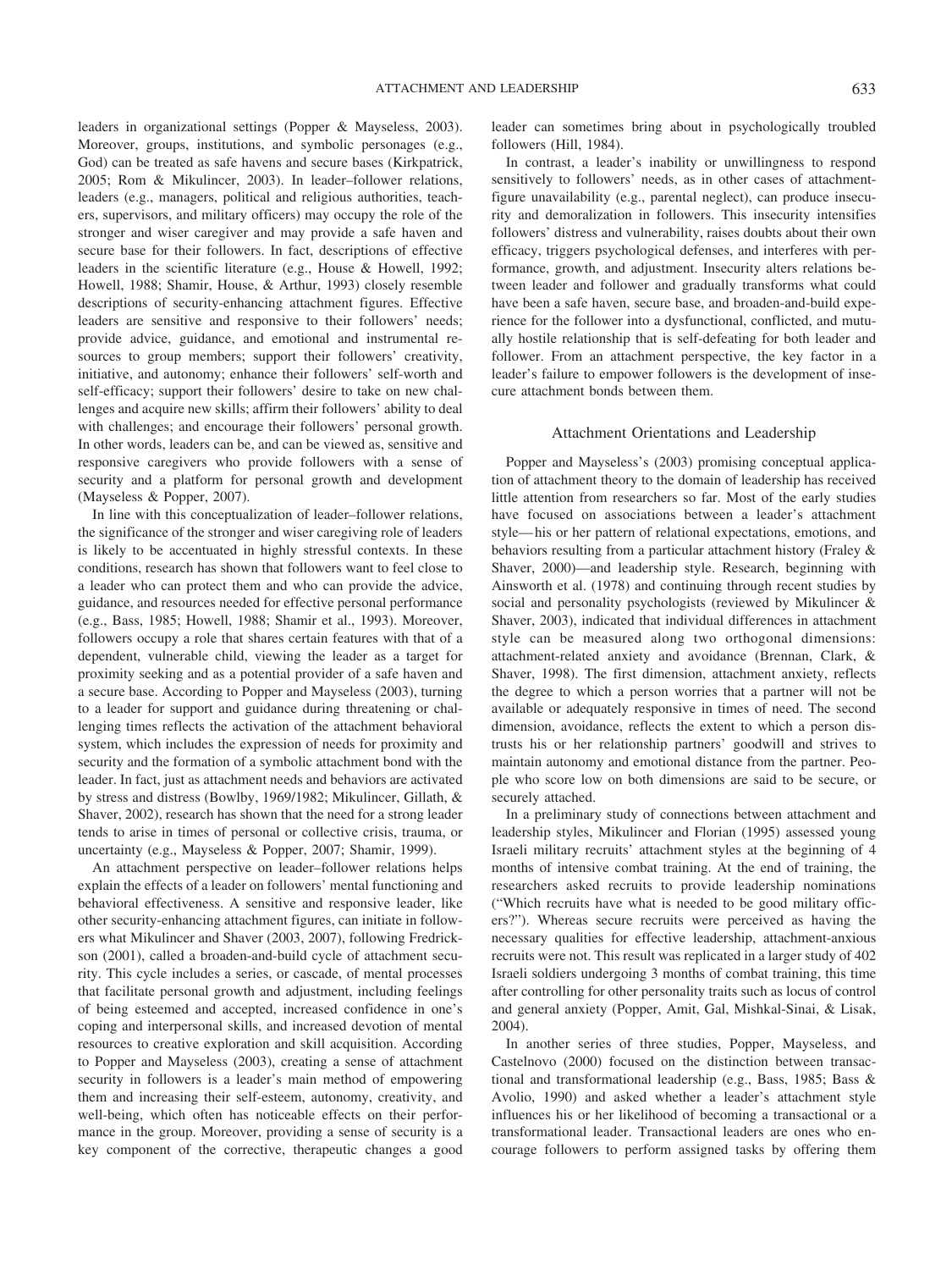leaders in organizational settings (Popper & Mayseless, 2003). Moreover, groups, institutions, and symbolic personages (e.g., God) can be treated as safe havens and secure bases (Kirkpatrick, 2005; Rom & Mikulincer, 2003). In leader–follower relations, leaders (e.g., managers, political and religious authorities, teachers, supervisors, and military officers) may occupy the role of the stronger and wiser caregiver and may provide a safe haven and secure base for their followers. In fact, descriptions of effective leaders in the scientific literature (e.g., House & Howell, 1992; Howell, 1988; Shamir, House, & Arthur, 1993) closely resemble descriptions of security-enhancing attachment figures. Effective leaders are sensitive and responsive to their followers' needs; provide advice, guidance, and emotional and instrumental resources to group members; support their followers' creativity, initiative, and autonomy; enhance their followers' self-worth and self-efficacy; support their followers' desire to take on new challenges and acquire new skills; affirm their followers' ability to deal with challenges; and encourage their followers' personal growth. In other words, leaders can be, and can be viewed as, sensitive and responsive caregivers who provide followers with a sense of security and a platform for personal growth and development (Mayseless & Popper, 2007).

In line with this conceptualization of leader–follower relations, the significance of the stronger and wiser caregiving role of leaders is likely to be accentuated in highly stressful contexts. In these conditions, research has shown that followers want to feel close to a leader who can protect them and who can provide the advice, guidance, and resources needed for effective personal performance (e.g., Bass, 1985; Howell, 1988; Shamir et al., 1993). Moreover, followers occupy a role that shares certain features with that of a dependent, vulnerable child, viewing the leader as a target for proximity seeking and as a potential provider of a safe haven and a secure base. According to Popper and Mayseless (2003), turning to a leader for support and guidance during threatening or challenging times reflects the activation of the attachment behavioral system, which includes the expression of needs for proximity and security and the formation of a symbolic attachment bond with the leader. In fact, just as attachment needs and behaviors are activated by stress and distress (Bowlby, 1969/1982; Mikulincer, Gillath, & Shaver, 2002), research has shown that the need for a strong leader tends to arise in times of personal or collective crisis, trauma, or uncertainty (e.g., Mayseless & Popper, 2007; Shamir, 1999).

An attachment perspective on leader–follower relations helps explain the effects of a leader on followers' mental functioning and behavioral effectiveness. A sensitive and responsive leader, like other security-enhancing attachment figures, can initiate in followers what Mikulincer and Shaver (2003, 2007), following Fredrickson (2001), called a broaden-and-build cycle of attachment security. This cycle includes a series, or cascade, of mental processes that facilitate personal growth and adjustment, including feelings of being esteemed and accepted, increased confidence in one's coping and interpersonal skills, and increased devotion of mental resources to creative exploration and skill acquisition. According to Popper and Mayseless (2003), creating a sense of attachment security in followers is a leader's main method of empowering them and increasing their self-esteem, autonomy, creativity, and well-being, which often has noticeable effects on their performance in the group. Moreover, providing a sense of security is a key component of the corrective, therapeutic changes a good leader can sometimes bring about in psychologically troubled followers (Hill, 1984).

In contrast, a leader's inability or unwillingness to respond sensitively to followers' needs, as in other cases of attachment-figure unavailability (e.g., parental neglect), can produce insecurity and demoralization in followers. This insecurity intensifies followers' distress and vulnerability, raises doubts about their own efficacy, triggers psychological defenses, and interferes with performance, growth, and adjustment. Insecurity alters relations between leader and follower and gradually transforms what could have been a safe haven, secure base, and broaden-and-build experience for the follower into a dysfunctional, conflicted, and mutually hostile relationship that is self-defeating for both leader and follower. From an attachment perspective, the key factor in a leader's failure to empower followers is the development of insecure attachment bonds between them.

## Attachment Orientations and Leadership

Popper and Mayseless's (2003) promising conceptual application of attachment theory to the domain of leadership has received little attention from researchers so far. Most of the early studies have focused on associations between a leader's attachment style—his or her pattern of relational expectations, emotions, and behaviors resulting from a particular attachment history (Fraley & Shaver, 2000)—and leadership style. Research, beginning with Ainsworth et al. (1978) and continuing through recent studies by social and personality psychologists (reviewed by Mikulincer & Shaver, 2003), indicated that individual differences in attachment style can be measured along two orthogonal dimensions: attachment-related anxiety and avoidance (Brennan, Clark, & Shaver, 1998). The first dimension, attachment anxiety, reflects the degree to which a person worries that a partner will not be available or adequately responsive in times of need. The second dimension, avoidance, reflects the extent to which a person distrusts his or her relationship partners' goodwill and strives to maintain autonomy and emotional distance from the partner. People who score low on both dimensions are said to be secure, or securely attached.

In a preliminary study of connections between attachment and leadership styles, Mikulincer and Florian (1995) assessed young Israeli military recruits' attachment styles at the beginning of 4 months of intensive combat training. At the end of training, the researchers asked recruits to provide leadership nominations ("Which recruits have what is needed to be good military officers?"). Whereas secure recruits were perceived as having the necessary qualities for effective leadership, attachment-anxious recruits were not. This result was replicated in a larger study of 402 Israeli soldiers undergoing 3 months of combat training, this time after controlling for other personality traits such as locus of control and general anxiety (Popper, Amit, Gal, Mishkal-Sinai, & Lisak, 2004).

In another series of three studies, Popper, Mayseless, and Castelnovo (2000) focused on the distinction between transactional and transformational leadership (e.g., Bass, 1985; Bass & Avolio, 1990) and asked whether a leader's attachment style influences his or her likelihood of becoming a transactional or a transformational leader. Transactional leaders are ones who encourage followers to perform assigned tasks by offering them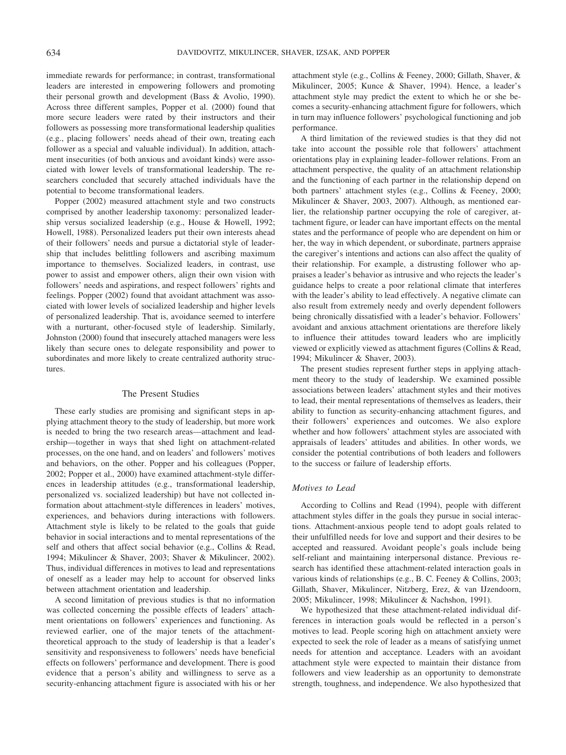immediate rewards for performance; in contrast, transformational leaders are interested in empowering followers and promoting their personal growth and development (Bass & Avolio, 1990). Across three different samples, Popper et al. (2000) found that more secure leaders were rated by their instructors and their followers as possessing more transformational leadership qualities (e.g., placing followers' needs ahead of their own, treating each follower as a special and valuable individual). In addition, attachment insecurities (of both anxious and avoidant kinds) were associated with lower levels of transformational leadership. The researchers concluded that securely attached individuals have the potential to become transformational leaders.

Popper (2002) measured attachment style and two constructs comprised by another leadership taxonomy: personalized leadership versus socialized leadership (e.g., House & Howell, 1992; Howell, 1988). Personalized leaders put their own interests ahead of their followers' needs and pursue a dictatorial style of leadership that includes belittling followers and ascribing maximum importance to themselves. Socialized leaders, in contrast, use power to assist and empower others, align their own vision with followers' needs and aspirations, and respect followers' rights and feelings. Popper (2002) found that avoidant attachment was associated with lower levels of socialized leadership and higher levels of personalized leadership. That is, avoidance seemed to interfere with a nurturant, other-focused style of leadership. Similarly, Johnston (2000) found that insecurely attached managers were less likely than secure ones to delegate responsibility and power to subordinates and more likely to create centralized authority structures.

## The Present Studies

These early studies are promising and significant steps in applying attachment theory to the study of leadership, but more work is needed to bring the two research areas—attachment and leadership—together in ways that shed light on attachment-related processes, on the one hand, and on leaders' and followers' motives and behaviors, on the other. Popper and his colleagues (Popper, 2002; Popper et al., 2000) have examined attachment-style differences in leadership attitudes (e.g., transformational leadership, personalized vs. socialized leadership) but have not collected information about attachment-style differences in leaders' motives, experiences, and behaviors during interactions with followers. Attachment style is likely to be related to the goals that guide behavior in social interactions and to mental representations of the self and others that affect social behavior (e.g., Collins & Read, 1994; Mikulincer & Shaver, 2003; Shaver & Mikulincer, 2002). Thus, individual differences in motives to lead and representations of oneself as a leader may help to account for observed links between attachment orientation and leadership.

A second limitation of previous studies is that no information was collected concerning the possible effects of leaders' attachment orientations on followers' experiences and functioning. As reviewed earlier, one of the major tenets of the attachment-theoretical approach to the study of leadership is that a leader's sensitivity and responsiveness to followers' needs have beneficial effects on followers' performance and development. There is good evidence that a person's ability and willingness to serve as a security-enhancing attachment figure is associated with his or her attachment style (e.g., Collins & Feeney, 2000; Gillath, Shaver, & Mikulincer, 2005; Kunce & Shaver, 1994). Hence, a leader's attachment style may predict the extent to which he or she becomes a security-enhancing attachment figure for followers, which in turn may influence followers' psychological functioning and job performance.

A third limitation of the reviewed studies is that they did not take into account the possible role that followers' attachment orientations play in explaining leader–follower relations. From an attachment perspective, the quality of an attachment relationship and the functioning of each partner in the relationship depend on both partners' attachment styles (e.g., Collins & Feeney, 2000; Mikulincer & Shaver, 2003, 2007). Although, as mentioned earlier, the relationship partner occupying the role of caregiver, attachment figure, or leader can have important effects on the mental states and the performance of people who are dependent on him or her, the way in which dependent, or subordinate, partners appraise the caregiver's intentions and actions can also affect the quality of their relationship. For example, a distrusting follower who appraises a leader's behavior as intrusive and who rejects the leader's guidance helps to create a poor relational climate that interferes with the leader's ability to lead effectively. A negative climate can also result from extremely needy and overly dependent followers being chronically dissatisfied with a leader's behavior. Followers' avoidant and anxious attachment orientations are therefore likely to influence their attitudes toward leaders who are implicitly viewed or explicitly viewed as attachment figures (Collins & Read, 1994; Mikulincer & Shaver, 2003).

The present studies represent further steps in applying attachment theory to the study of leadership. We examined possible associations between leaders' attachment styles and their motives to lead, their mental representations of themselves as leaders, their ability to function as security-enhancing attachment figures, and their followers' experiences and outcomes. We also explore whether and how followers' attachment styles are associated with appraisals of leaders' attitudes and abilities. In other words, we consider the potential contributions of both leaders and followers to the success or failure of leadership efforts.

### *Motives to Lead*

According to Collins and Read (1994), people with different attachment styles differ in the goals they pursue in social interactions. Attachment-anxious people tend to adopt goals related to their unfulfilled needs for love and support and their desires to be accepted and reassured. Avoidant people's goals include being self-reliant and maintaining interpersonal distance. Previous research has identified these attachment-related interaction goals in various kinds of relationships (e.g., B. C. Feeney & Collins, 2003; Gillath, Shaver, Mikulincer, Nitzberg, Erez, & van IJzendoorn, 2005; Mikulincer, 1998; Mikulincer & Nachshon, 1991).

We hypothesized that these attachment-related individual differences in interaction goals would be reflected in a person's motives to lead. People scoring high on attachment anxiety were expected to seek the role of leader as a means of satisfying unmet needs for attention and acceptance. Leaders with an avoidant attachment style were expected to maintain their distance from followers and view leadership as an opportunity to demonstrate strength, toughness, and independence. We also hypothesized that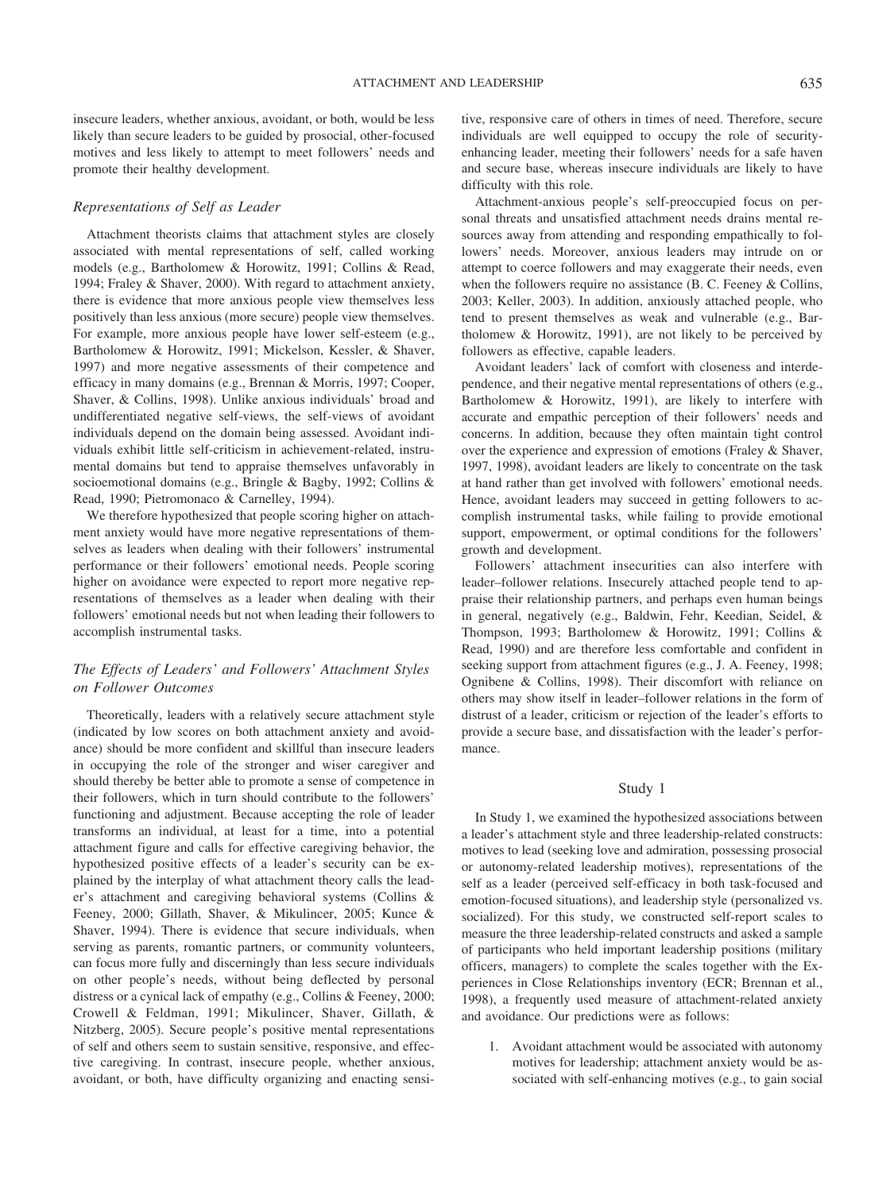insecure leaders, whether anxious, avoidant, or both, would be less likely than secure leaders to be guided by prosocial, other-focused motives and less likely to attempt to meet followers' needs and promote their healthy development.

### *Representations of Self as Leader*

Attachment theorists claims that attachment styles are closely associated with mental representations of self, called working models (e.g., Bartholomew & Horowitz, 1991; Collins & Read, 1994; Fraley & Shaver, 2000). With regard to attachment anxiety, there is evidence that more anxious people view themselves less positively than less anxious (more secure) people view themselves. For example, more anxious people have lower self-esteem (e.g., Bartholomew & Horowitz, 1991; Mickelson, Kessler, & Shaver, 1997) and more negative assessments of their competence and efficacy in many domains (e.g., Brennan & Morris, 1997; Cooper, Shaver, & Collins, 1998). Unlike anxious individuals' broad and undifferentiated negative self-views, the self-views of avoidant individuals depend on the domain being assessed. Avoidant individuals exhibit little self-criticism in achievement-related, instrumental domains but tend to appraise themselves unfavorably in socioemotional domains (e.g., Bringle & Bagby, 1992; Collins & Read, 1990; Pietromonaco & Carnelley, 1994).

We therefore hypothesized that people scoring higher on attachment anxiety would have more negative representations of themselves as leaders when dealing with their followers' instrumental performance or their followers' emotional needs. People scoring higher on avoidance were expected to report more negative representations of themselves as a leader when dealing with their followers' emotional needs but not when leading their followers to accomplish instrumental tasks.

### *The Effects of Leaders' and Followers' Attachment Styles on Follower Outcomes*

Theoretically, leaders with a relatively secure attachment style (indicated by low scores on both attachment anxiety and avoidance) should be more confident and skillful than insecure leaders in occupying the role of the stronger and wiser caregiver and should thereby be better able to promote a sense of competence in their followers, which in turn should contribute to the followers' functioning and adjustment. Because accepting the role of leader transforms an individual, at least for a time, into a potential attachment figure and calls for effective caregiving behavior, the hypothesized positive effects of a leader's security can be explained by the interplay of what attachment theory calls the leader's attachment and caregiving behavioral systems (Collins & Feeney, 2000; Gillath, Shaver, & Mikulincer, 2005; Kunce & Shaver, 1994). There is evidence that secure individuals, when serving as parents, romantic partners, or community volunteers, can focus more fully and discerningly than less secure individuals on other people's needs, without being deflected by personal distress or a cynical lack of empathy (e.g., Collins & Feeney, 2000; Crowell & Feldman, 1991; Mikulincer, Shaver, Gillath, & Nitzberg, 2005). Secure people's positive mental representations of self and others seem to sustain sensitive, responsive, and effective caregiving. In contrast, insecure people, whether anxious, avoidant, or both, have difficulty organizing and enacting sensitive, responsive care of others in times of need. Therefore, secure individuals are well equipped to occupy the role of security-enhancing leader, meeting their followers' needs for a safe haven and secure base, whereas insecure individuals are likely to have difficulty with this role.

Attachment-anxious people's self-preoccupied focus on personal threats and unsatisfied attachment needs drains mental resources away from attending and responding empathically to followers' needs. Moreover, anxious leaders may intrude on or attempt to coerce followers and may exaggerate their needs, even when the followers require no assistance (B. C. Feeney & Collins, 2003; Keller, 2003). In addition, anxiously attached people, who tend to present themselves as weak and vulnerable (e.g., Bartholomew & Horowitz, 1991), are not likely to be perceived by followers as effective, capable leaders.

Avoidant leaders' lack of comfort with closeness and interdependence, and their negative mental representations of others (e.g., Bartholomew & Horowitz, 1991), are likely to interfere with accurate and empathic perception of their followers' needs and concerns. In addition, because they often maintain tight control over the experience and expression of emotions (Fraley & Shaver, 1997, 1998), avoidant leaders are likely to concentrate on the task at hand rather than get involved with followers' emotional needs. Hence, avoidant leaders may succeed in getting followers to accomplish instrumental tasks, while failing to provide emotional support, empowerment, or optimal conditions for the followers' growth and development.

Followers' attachment insecurities can also interfere with leader–follower relations. Insecurely attached people tend to appraise their relationship partners, and perhaps even human beings in general, negatively (e.g., Baldwin, Fehr, Keedian, Seidel, & Thompson, 1993; Bartholomew & Horowitz, 1991; Collins & Read, 1990) and are therefore less comfortable and confident in seeking support from attachment figures (e.g., J. A. Feeney, 1998; Ognibene & Collins, 1998). Their discomfort with reliance on others may show itself in leader–follower relations in the form of distrust of a leader, criticism or rejection of the leader's efforts to provide a secure base, and dissatisfaction with the leader's performance.

## Study 1

In Study 1, we examined the hypothesized associations between a leader's attachment style and three leadership-related constructs: motives to lead (seeking love and admiration, possessing prosocial or autonomy-related leadership motives), representations of the self as a leader (perceived self-efficacy in both task-focused and emotion-focused situations), and leadership style (personalized vs. socialized). For this study, we constructed self-report scales to measure the three leadership-related constructs and asked a sample of participants who held important leadership positions (military officers, managers) to complete the scales together with the Experiences in Close Relationships inventory (ECR; Brennan et al., 1998), a frequently used measure of attachment-related anxiety and avoidance. Our predictions were as follows:

1. Avoidant attachment would be associated with autonomy motives for leadership; attachment anxiety would be associated with self-enhancing motives (e.g., to gain social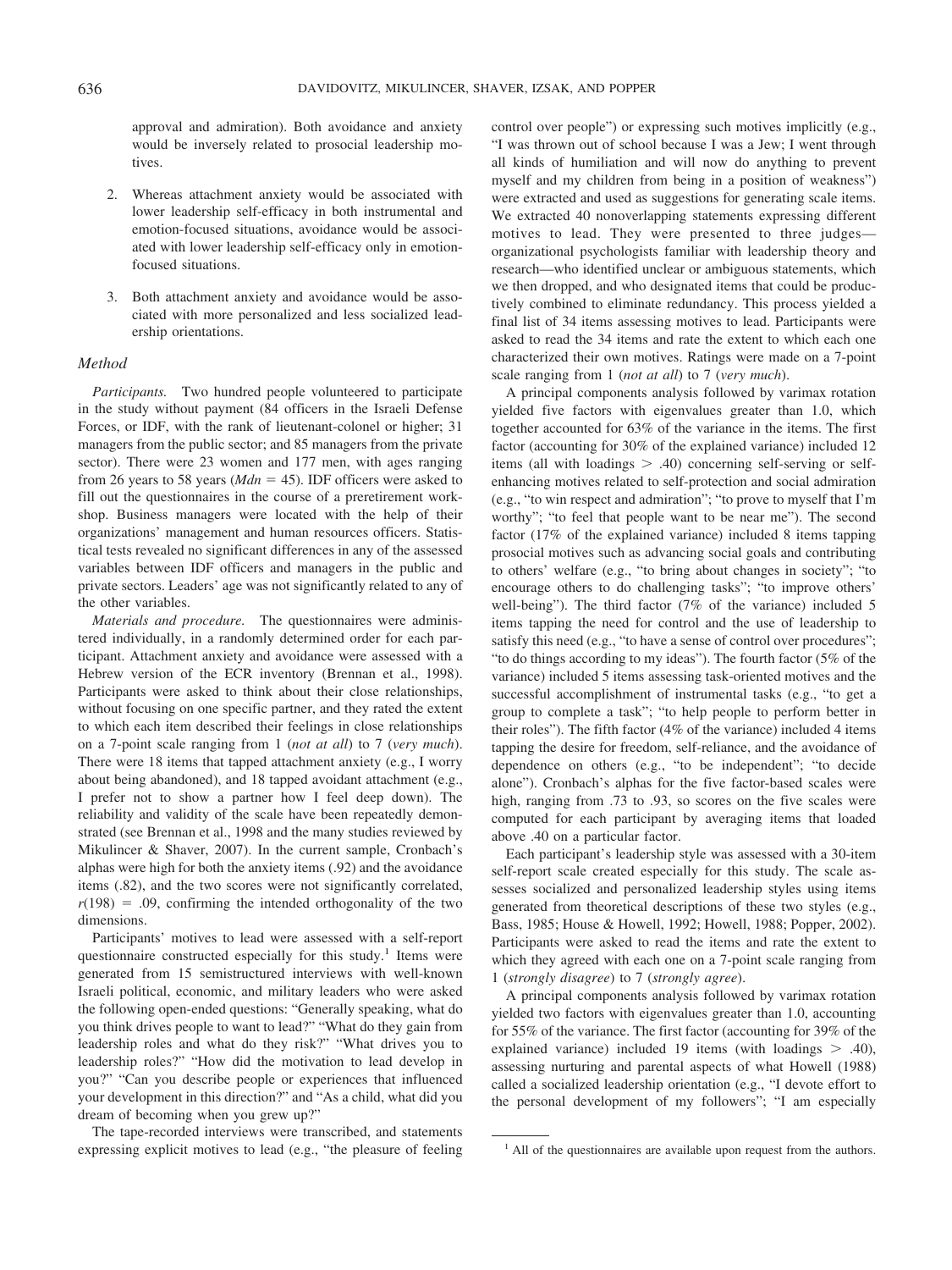approval and admiration). Both avoidance and anxiety would be inversely related to prosocial leadership motives.

2. Whereas attachment anxiety would be associated with lower leadership self-efficacy in both instrumental and emotion-focused situations, avoidance would be associated with lower leadership self-efficacy only in emotion-focused situations.

3. Both attachment anxiety and avoidance would be associated with more personalized and less socialized leadership orientations.

### *Method*

*Participants.* Two hundred people volunteered to participate in the study without payment (84 officers in the Israeli Defense Forces, or IDF, with the rank of lieutenant-colonel or higher; 31 managers from the public sector; and 85 managers from the private sector). There were 23 women and 177 men, with ages ranging from 26 years to 58 years ($Mdn = 45$). IDF officers were asked to fill out the questionnaires in the course of a preretirement workshop. Business managers were located with the help of their organizations' management and human resources officers. Statistical tests revealed no significant differences in any of the assessed variables between IDF officers and managers in the public and private sectors. Leaders' age was not significantly related to any of the other variables.

*Materials and procedure.* The questionnaires were administered individually, in a randomly determined order for each participant. Attachment anxiety and avoidance were assessed with a Hebrew version of the ECR inventory (Brennan et al., 1998). Participants were asked to think about their close relationships, without focusing on one specific partner, and they rated the extent to which each item described their feelings in close relationships on a 7-point scale ranging from 1 (*not at all*) to 7 (*very much*). There were 18 items that tapped attachment anxiety (e.g., I worry about being abandoned), and 18 tapped avoidant attachment (e.g., I prefer not to show a partner how I feel deep down). The reliability and validity of the scale have been repeatedly demonstrated (see Brennan et al., 1998 and the many studies reviewed by Mikulincer & Shaver, 2007). In the current sample, Cronbach's alphas were high for both the anxiety items (.92) and the avoidance items (.82), and the two scores were not significantly correlated, $r(198) = .09$, confirming the intended orthogonality of the two dimensions.

Participants' motives to lead were assessed with a self-report questionnaire constructed especially for this study.[1] Items were generated from 15 semistructured interviews with well-known Israeli political, economic, and military leaders who were asked the following open-ended questions: "Generally speaking, what do you think drives people to want to lead?" "What do they gain from leadership roles and what do they risk?" "What drives you to leadership roles?" "How did the motivation to lead develop in you?" "Can you describe people or experiences that influenced your development in this direction?" and "As a child, what did you dream of becoming when you grew up?"

The tape-recorded interviews were transcribed, and statements expressing explicit motives to lead (e.g., "the pleasure of feeling control over people") or expressing such motives implicitly (e.g., "I was thrown out of school because I was a Jew; I went through all kinds of humiliation and will now do anything to prevent myself and my children from being in a position of weakness") were extracted and used as suggestions for generating scale items. We extracted 40 nonoverlapping statements expressing different motives to lead. They were presented to three judges—organizational psychologists familiar with leadership theory and research—who identified unclear or ambiguous statements, which we then dropped, and who designated items that could be productively combined to eliminate redundancy. This process yielded a final list of 34 items assessing motives to lead. Participants were asked to read the 34 items and rate the extent to which each one characterized their own motives. Ratings were made on a 7-point scale ranging from 1 (*not at all*) to 7 (*very much*).

A principal components analysis followed by varimax rotation yielded five factors with eigenvalues greater than 1.0, which together accounted for 63% of the variance in the items. The first factor (accounting for 30% of the explained variance) included 12 items (all with loadings $> .40$) concerning self-serving or self-enhancing motives related to self-protection and social admiration (e.g., "to win respect and admiration"; "to prove to myself that I'm worthy"; "to feel that people want to be near me"). The second factor (17% of the explained variance) included 8 items tapping prosocial motives such as advancing social goals and contributing to others' welfare (e.g., "to bring about changes in society"; "to encourage others to do challenging tasks"; "to improve others' well-being"). The third factor (7% of the variance) included 5 items tapping the need for control and the use of leadership to satisfy this need (e.g., "to have a sense of control over procedures"; "to do things according to my ideas"). The fourth factor (5% of the variance) included 5 items assessing task-oriented motives and the successful accomplishment of instrumental tasks (e.g., "to get a group to complete a task"; "to help people to perform better in their roles"). The fifth factor (4% of the variance) included 4 items tapping the desire for freedom, self-reliance, and the avoidance of dependence on others (e.g., "to be independent"; "to decide alone"). Cronbach's alphas for the five factor-based scales were high, ranging from .73 to .93, so scores on the five scales were computed for each participant by averaging items that loaded above .40 on a particular factor.

Each participant's leadership style was assessed with a 30-item self-report scale created especially for this study. The scale assesses socialized and personalized leadership styles using items generated from theoretical descriptions of these two styles (e.g., Bass, 1985; House & Howell, 1992; Howell, 1988; Popper, 2002). Participants were asked to read the items and rate the extent to which they agreed with each one on a 7-point scale ranging from 1 (*strongly disagree*) to 7 (*strongly agree*).

A principal components analysis followed by varimax rotation yielded two factors with eigenvalues greater than 1.0, accounting for 55% of the variance. The first factor (accounting for 39% of the explained variance) included 19 items (with loadings $> .40$), assessing nurturing and parental aspects of what Howell (1988) called a socialized leadership orientation (e.g., "I devote effort to the personal development of my followers"; "I am especially

[1] All of the questionnaires are available upon request from the authors.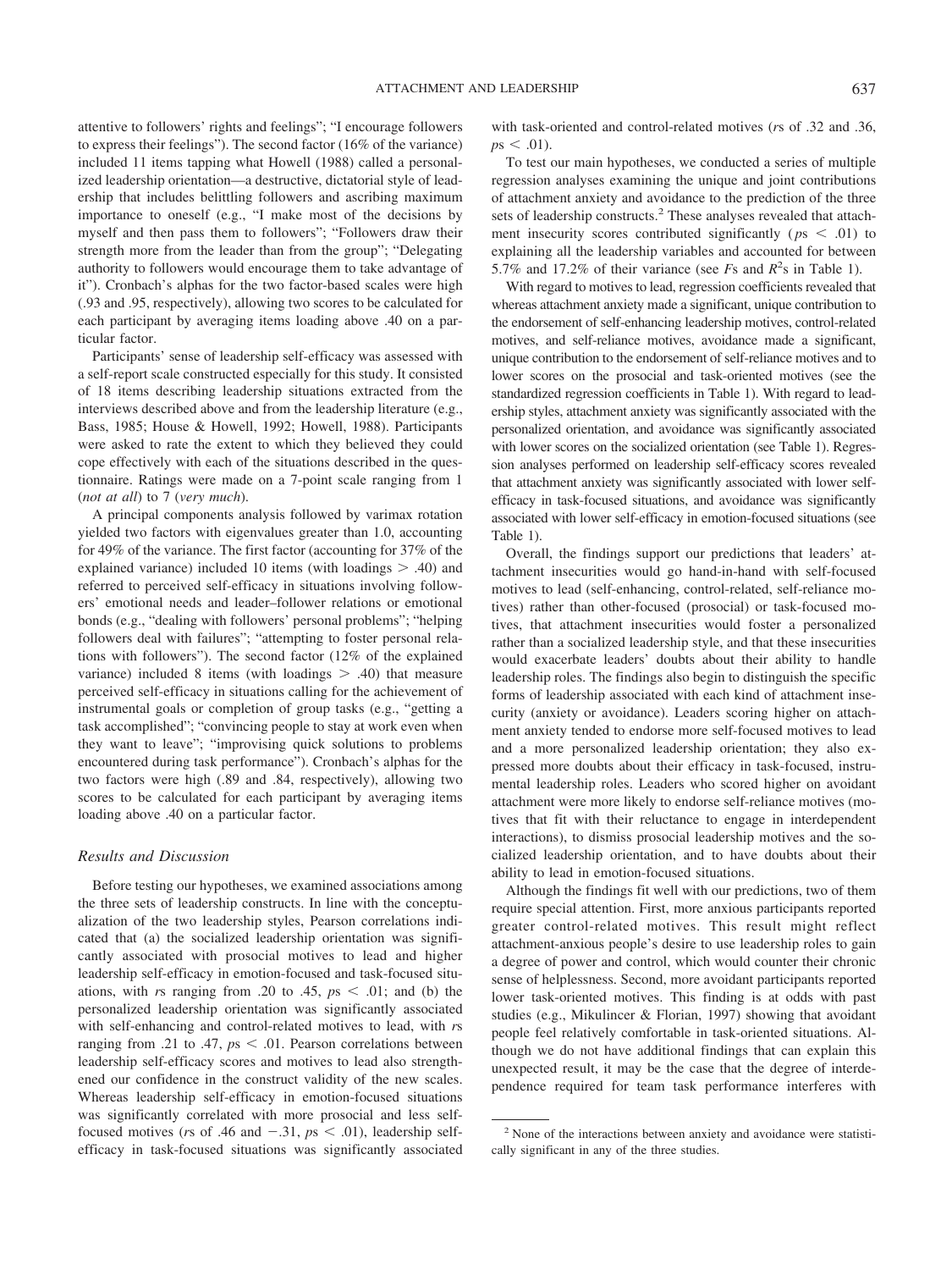attentive to followers' rights and feelings"; "I encourage followers to express their feelings"). The second factor (16% of the variance) included 11 items tapping what Howell (1988) called a personalized leadership orientation—a destructive, dictatorial style of leadership that includes belittling followers and ascribing maximum importance to oneself (e.g., "I make most of the decisions by myself and then pass them to followers"; "Followers draw their strength more from the leader than from the group"; "Delegating authority to followers would encourage them to take advantage of it"). Cronbach's alphas for the two factor-based scales were high (.93 and .95, respectively), allowing two scores to be calculated for each participant by averaging items loading above .40 on a particular factor.

Participants' sense of leadership self-efficacy was assessed with a self-report scale constructed especially for this study. It consisted of 18 items describing leadership situations extracted from the interviews described above and from the leadership literature (e.g., Bass, 1985; House & Howell, 1992; Howell, 1988). Participants were asked to rate the extent to which they believed they could cope effectively with each of the situations described in the questionnaire. Ratings were made on a 7-point scale ranging from 1 (*not at all*) to 7 (*very much*).

A principal components analysis followed by varimax rotation yielded two factors with eigenvalues greater than 1.0, accounting for 49% of the variance. The first factor (accounting for 37% of the explained variance) included 10 items (with loadings $> .40$) and referred to perceived self-efficacy in situations involving followers' emotional needs and leader–follower relations or emotional bonds (e.g., "dealing with followers' personal problems"; "helping followers deal with failures"; "attempting to foster personal relations with followers"). The second factor (12% of the explained variance) included 8 items (with loadings $> .40$) that measure perceived self-efficacy in situations calling for the achievement of instrumental goals or completion of group tasks (e.g., "getting a task accomplished"; "convincing people to stay at work even when they want to leave"; "improvising quick solutions to problems encountered during task performance"). Cronbach's alphas for the two factors were high (.89 and .84, respectively), allowing two scores to be calculated for each participant by averaging items loading above .40 on a particular factor.

### *Results and Discussion*

Before testing our hypotheses, we examined associations among the three sets of leadership constructs. In line with the conceptualization of the two leadership styles, Pearson correlations indicated that (a) the socialized leadership orientation was significantly associated with prosocial motives to lead and higher leadership self-efficacy in emotion-focused and task-focused situations, with *r*s ranging from .20 to .45, $ps < .01$; and (b) the personalized leadership orientation was significantly associated with self-enhancing and control-related motives to lead, with *r*s ranging from .21 to .47, $ps < .01$. Pearson correlations between leadership self-efficacy scores and motives to lead also strengthened our confidence in the construct validity of the new scales. Whereas leadership self-efficacy in emotion-focused situations was significantly correlated with more prosocial and less self-focused motives (*r*s of .46 and −.31, $ps < .01$), leadership self-efficacy in task-focused situations was significantly associated with task-oriented and control-related motives (*r*s of .32 and .36, $ps < .01$).

To test our main hypotheses, we conducted a series of multiple regression analyses examining the unique and joint contributions of attachment anxiety and avoidance to the prediction of the three sets of leadership constructs.[2] These analyses revealed that attachment insecurity scores contributed significantly ($ps < .01$) to explaining all the leadership variables and accounted for between 5.7% and 17.2% of their variance (see *F*s and $R^2$s in Table 1).

With regard to motives to lead, regression coefficients revealed that whereas attachment anxiety made a significant, unique contribution to the endorsement of self-enhancing leadership motives, control-related motives, and self-reliance motives, avoidance made a significant, unique contribution to the endorsement of self-reliance motives and to lower scores on the prosocial and task-oriented motives (see the standardized regression coefficients in Table 1). With regard to leadership styles, attachment anxiety was significantly associated with the personalized orientation, and avoidance was significantly associated with lower scores on the socialized orientation (see Table 1). Regression analyses performed on leadership self-efficacy scores revealed that attachment anxiety was significantly associated with lower self-efficacy in task-focused situations, and avoidance was significantly associated with lower self-efficacy in emotion-focused situations (see Table 1).

Overall, the findings support our predictions that leaders' attachment insecurities would go hand-in-hand with self-focused motives to lead (self-enhancing, control-related, self-reliance motives) rather than other-focused (prosocial) or task-focused motives, that attachment insecurities would foster a personalized rather than a socialized leadership style, and that these insecurities would exacerbate leaders' doubts about their ability to handle leadership roles. The findings also begin to distinguish the specific forms of leadership associated with each kind of attachment insecurity (anxiety or avoidance). Leaders scoring higher on attachment anxiety tended to endorse more self-focused motives to lead and a more personalized leadership orientation; they also expressed more doubts about their efficacy in task-focused, instrumental leadership roles. Leaders who scored higher on avoidant attachment were more likely to endorse self-reliance motives (motives that fit with their reluctance to engage in interdependent interactions), to dismiss prosocial leadership motives and the socialized leadership orientation, and to have doubts about their ability to lead in emotion-focused situations.

Although the findings fit well with our predictions, two of them require special attention. First, more anxious participants reported greater control-related motives. This result might reflect attachment-anxious people's desire to use leadership roles to gain a degree of power and control, which would counter their chronic sense of helplessness. Second, more avoidant participants reported lower task-oriented motives. This finding is at odds with past studies (e.g., Mikulincer & Florian, 1997) showing that avoidant people feel relatively comfortable in task-oriented situations. Although we do not have additional findings that can explain this unexpected result, it may be the case that the degree of interdependence required for team task performance interferes with

[2] None of the interactions between anxiety and avoidance were statistically significant in any of the three studies.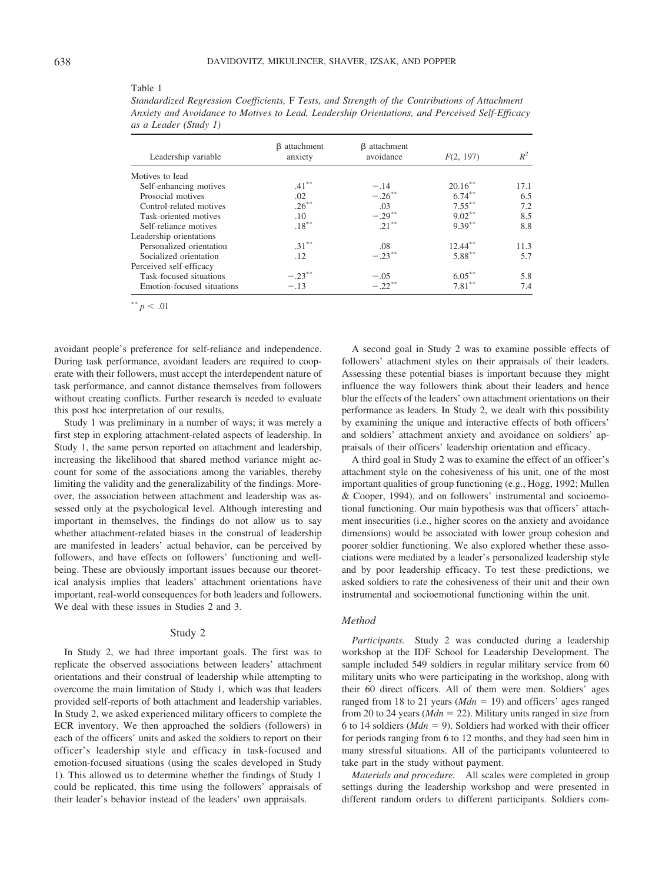Table 1

*Standardized Regression Coefficients,* F *Tests, and Strength of the Contributions of Attachment Anxiety and Avoidance to Motives to Lead, Leadership Orientations, and Perceived Self-Efficacy as a Leader (Study 1)*

| Leadership variable | β attachment anxiety | β attachment avoidance | $F(2, 197)$ | $R^2$ |
|---|---|---|---|---|
| Motives to lead | | | | |
| Self-enhancing motives | $.41^{**}$ | −.14 | $20.16^{**}$ | 17.1 |
| Prosocial motives | .02 | $-.26^{**}$ | $6.74^{**}$ | 6.5 |
| Control-related motives | $.26^{**}$ | .03 | $7.55^{**}$ | 7.2 |
| Task-oriented motives | .10 | $-.29^{**}$ | $9.02^{**}$ | 8.5 |
| Self-reliance motives | $.18^{**}$ | $.21^{**}$ | $9.39^{**}$ | 8.8 |
| Leadership orientations | | | | |
| Personalized orientation | $.31^{**}$ | .08 | $12.44^{**}$ | 11.3 |
| Socialized orientation | .12 | $-.23^{**}$ | $5.88^{**}$ | 5.7 |
| Perceived self-efficacy | | | | |
| Task-focused situations | $-.23^{**}$ | −.05 | $6.05^{**}$ | 5.8 |
| Emotion-focused situations | −.13 | $-.22^{**}$ | $7.81^{**}$ | 7.4 |

$^{**}$ $p < .01$

avoidant people's preference for self-reliance and independence. During task performance, avoidant leaders are required to cooperate with their followers, must accept the interdependent nature of task performance, and cannot distance themselves from followers without creating conflicts. Further research is needed to evaluate this post hoc interpretation of our results.

Study 1 was preliminary in a number of ways; it was merely a first step in exploring attachment-related aspects of leadership. In Study 1, the same person reported on attachment and leadership, increasing the likelihood that shared method variance might account for some of the associations among the variables, thereby limiting the validity and the generalizability of the findings. Moreover, the association between attachment and leadership was assessed only at the psychological level. Although interesting and important in themselves, the findings do not allow us to say whether attachment-related biases in the construal of leadership are manifested in leaders' actual behavior, can be perceived by followers, and have effects on followers' functioning and well-being. These are obviously important issues because our theoretical analysis implies that leaders' attachment orientations have important, real-world consequences for both leaders and followers. We deal with these issues in Studies 2 and 3.

## Study 2

In Study 2, we had three important goals. The first was to replicate the observed associations between leaders' attachment orientations and their construal of leadership while attempting to overcome the main limitation of Study 1, which was that leaders provided self-reports of both attachment and leadership variables. In Study 2, we asked experienced military officers to complete the ECR inventory. We then approached the soldiers (followers) in each of the officers' units and asked the soldiers to report on their officer's leadership style and efficacy in task-focused and emotion-focused situations (using the scales developed in Study 1). This allowed us to determine whether the findings of Study 1 could be replicated, this time using the followers' appraisals of their leader's behavior instead of the leaders' own appraisals.

A second goal in Study 2 was to examine possible effects of followers' attachment styles on their appraisals of their leaders. Assessing these potential biases is important because they might influence the way followers think about their leaders and hence blur the effects of the leaders' own attachment orientations on their performance as leaders. In Study 2, we dealt with this possibility by examining the unique and interactive effects of both officers' and soldiers' attachment anxiety and avoidance on soldiers' appraisals of their officers' leadership orientation and efficacy.

A third goal in Study 2 was to examine the effect of an officer's attachment style on the cohesiveness of his unit, one of the most important qualities of group functioning (e.g., Hogg, 1992; Mullen & Cooper, 1994), and on followers' instrumental and socioemotional functioning. Our main hypothesis was that officers' attachment insecurities (i.e., higher scores on the anxiety and avoidance dimensions) would be associated with lower group cohesion and poorer soldier functioning. We also explored whether these associations were mediated by a leader's personalized leadership style and by poor leadership efficacy. To test these predictions, we asked soldiers to rate the cohesiveness of their unit and their own instrumental and socioemotional functioning within the unit.

### Method

*Participants.* Study 2 was conducted during a leadership workshop at the IDF School for Leadership Development. The sample included 549 soldiers in regular military service from 60 military units who were participating in the workshop, along with their 60 direct officers. All of them were men. Soldiers' ages ranged from 18 to 21 years ($Mdn = 19$) and officers' ages ranged from 20 to 24 years ($Mdn = 22$). Military units ranged in size from 6 to 14 soldiers ($Mdn = 9$). Soldiers had worked with their officer for periods ranging from 6 to 12 months, and they had seen him in many stressful situations. All of the participants volunteered to take part in the study without payment.

*Materials and procedure.* All scales were completed in group settings during the leadership workshop and were presented in different random orders to different participants. Soldiers com-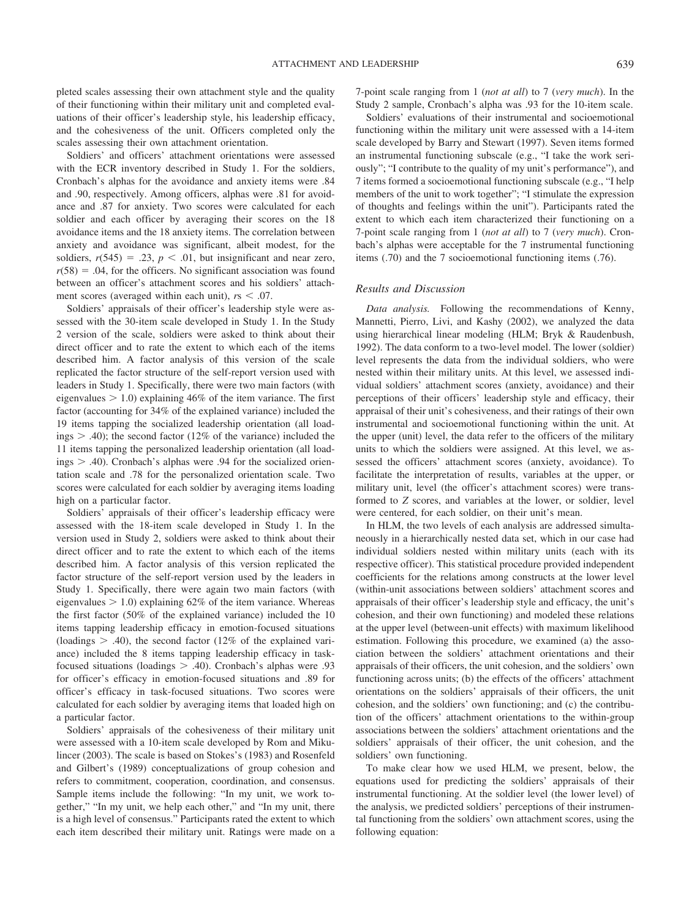pleted scales assessing their own attachment style and the quality of their functioning within their military unit and completed evaluations of their officer's leadership style, his leadership efficacy, and the cohesiveness of the unit. Officers completed only the scales assessing their own attachment orientation.

Soldiers' and officers' attachment orientations were assessed with the ECR inventory described in Study 1. For the soldiers, Cronbach's alphas for the avoidance and anxiety items were .84 and .90, respectively. Among officers, alphas were .81 for avoidance and .87 for anxiety. Two scores were calculated for each soldier and each officer by averaging their scores on the 18 avoidance items and the 18 anxiety items. The correlation between anxiety and avoidance was significant, albeit modest, for the soldiers, $r(545) = .23$, $p < .01$, but insignificant and near zero, $r(58) = .04$, for the officers. No significant association was found between an officer's attachment scores and his soldiers' attachment scores (averaged within each unit), $rs < .07$.

Soldiers' appraisals of their officer's leadership style were assessed with the 30-item scale developed in Study 1. In the Study 2 version of the scale, soldiers were asked to think about their direct officer and to rate the extent to which each of the items described him. A factor analysis of this version of the scale replicated the factor structure of the self-report version used with leaders in Study 1. Specifically, there were two main factors (with eigenvalues > 1.0) explaining 46% of the item variance. The first factor (accounting for 34% of the explained variance) included the 19 items tapping the socialized leadership orientation (all loadings > .40); the second factor (12% of the variance) included the 11 items tapping the personalized leadership orientation (all loadings > .40). Cronbach's alphas were .94 for the socialized orientation scale and .78 for the personalized orientation scale. Two scores were calculated for each soldier by averaging items loading high on a particular factor.

Soldiers' appraisals of their officer's leadership efficacy were assessed with the 18-item scale developed in Study 1. In the version used in Study 2, soldiers were asked to think about their direct officer and to rate the extent to which each of the items described him. A factor analysis of this version replicated the factor structure of the self-report version used by the leaders in Study 1. Specifically, there were again two main factors (with eigenvalues > 1.0) explaining 62% of the item variance. Whereas the first factor (50% of the explained variance) included the 10 items tapping leadership efficacy in emotion-focused situations (loadings > .40), the second factor (12% of the explained variance) included the 8 items tapping leadership efficacy in task-focused situations (loadings > .40). Cronbach's alphas were .93 for officer's efficacy in emotion-focused situations and .89 for officer's efficacy in task-focused situations. Two scores were calculated for each soldier by averaging items that loaded high on a particular factor.

Soldiers' appraisals of the cohesiveness of their military unit were assessed with a 10-item scale developed by Rom and Mikulincer (2003). The scale is based on Stokes's (1983) and Rosenfeld and Gilbert's (1989) conceptualizations of group cohesion and refers to commitment, cooperation, coordination, and consensus. Sample items include the following: "In my unit, we work together," "In my unit, we help each other," and "In my unit, there is a high level of consensus." Participants rated the extent to which each item described their military unit. Ratings were made on a 7-point scale ranging from 1 (*not at all*) to 7 (*very much*). In the Study 2 sample, Cronbach's alpha was .93 for the 10-item scale.

Soldiers' evaluations of their instrumental and socioemotional functioning within the military unit were assessed with a 14-item scale developed by Barry and Stewart (1997). Seven items formed an instrumental functioning subscale (e.g., "I take the work seriously"; "I contribute to the quality of my unit's performance"), and 7 items formed a socioemotional functioning subscale (e.g., "I help members of the unit to work together"; "I stimulate the expression of thoughts and feelings within the unit"). Participants rated the extent to which each item characterized their functioning on a 7-point scale ranging from 1 (*not at all*) to 7 (*very much*). Cronbach's alphas were acceptable for the 7 instrumental functioning items (.70) and the 7 socioemotional functioning items (.76).

### Results and Discussion

*Data analysis.* Following the recommendations of Kenny, Mannetti, Pierro, Livi, and Kashy (2002), we analyzed the data using hierarchical linear modeling (HLM; Bryk & Raudenbush, 1992). The data conform to a two-level model. The lower (soldier) level represents the data from the individual soldiers, who were nested within their military units. At this level, we assessed individual soldiers' attachment scores (anxiety, avoidance) and their perceptions of their officers' leadership style and efficacy, their appraisal of their unit's cohesiveness, and their ratings of their own instrumental and socioemotional functioning within the unit. At the upper (unit) level, the data refer to the officers of the military units to which the soldiers were assigned. At this level, we assessed the officers' attachment scores (anxiety, avoidance). To facilitate the interpretation of results, variables at the upper, or military unit, level (the officer's attachment scores) were transformed to $Z$ scores, and variables at the lower, or soldier, level were centered, for each soldier, on their unit's mean.

In HLM, the two levels of each analysis are addressed simultaneously in a hierarchically nested data set, which in our case had individual soldiers nested within military units (each with its respective officer). This statistical procedure provided independent coefficients for the relations among constructs at the lower level (within-unit associations between soldiers' attachment scores and appraisals of their officer's leadership style and efficacy, the unit's cohesion, and their own functioning) and modeled these relations at the upper level (between-unit effects) with maximum likelihood estimation. Following this procedure, we examined (a) the association between the soldiers' attachment orientations and their appraisals of their officers, the unit cohesion, and the soldiers' own functioning across units; (b) the effects of the officers' attachment orientations on the soldiers' appraisals of their officers, the unit cohesion, and the soldiers' own functioning; and (c) the contribution of the officers' attachment orientations to the within-group associations between the soldiers' attachment orientations and the soldiers' appraisals of their officer, the unit cohesion, and the soldiers' own functioning.

To make clear how we used HLM, we present, below, the equations used for predicting the soldiers' appraisals of their instrumental functioning. At the soldier level (the lower level) of the analysis, we predicted soldiers' perceptions of their instrumental functioning from the soldiers' own attachment scores, using the following equation: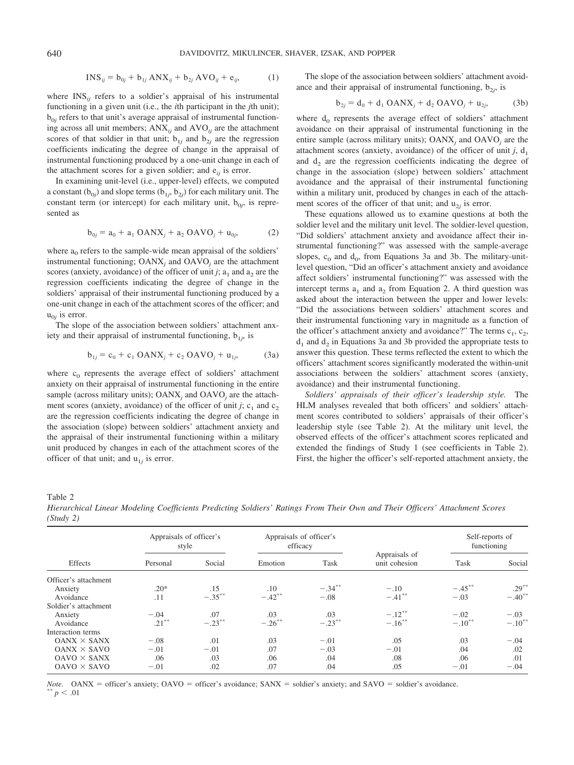$$\text{INS}_{ij} = b_{0j} + b_{1j}\,\text{ANX}_{ij} + b_{2j}\,\text{AVO}_{ij} + e_{ij}, \tag{1}$$

where $\text{INS}_{ij}$ refers to a soldier's appraisal of his instrumental functioning in a given unit (i.e., the *i*th participant in the *j*th unit); $b_{0j}$ refers to that unit's average appraisal of instrumental functioning across all unit members; $\text{ANX}_{ij}$ and $\text{AVO}_{ij}$ are the attachment scores of that soldier in that unit; $b_{1j}$ and $b_{2j}$ are the regression coefficients indicating the degree of change in the appraisal of instrumental functioning produced by a one-unit change in each of the attachment scores for a given soldier; and $e_{ij}$ is error.

In examining unit-level (i.e., upper-level) effects, we computed a constant ($b_{0j}$) and slope terms ($b_{1j}$, $b_{2j}$) for each military unit. The constant term (or intercept) for each military unit, $b_{0j}$, is represented as

$$b_{0j} = a_0 + a_1\,\text{OANX}_j + a_2\,\text{OAVO}_j + u_{0j}, \tag{2}$$

where $a_0$ refers to the sample-wide mean appraisal of the soldiers' instrumental functioning; $\text{OANX}_j$ and $\text{OAVO}_j$ are the attachment scores (anxiety, avoidance) of the officer of unit *j*; $a_1$ and $a_2$ are the regression coefficients indicating the degree of change in the soldiers' appraisal of their instrumental functioning produced by a one-unit change in each of the attachment scores of the officer; and $u_{0j}$ is error.

The slope of the association between soldiers' attachment anxiety and their appraisal of instrumental functioning, $b_{1j}$, is

$$b_{1j} = c_0 + c_1\,\text{OANX}_j + c_2\,\text{OAVO}_j + u_{1j}, \tag{3a}$$

where $c_0$ represents the average effect of soldiers' attachment anxiety on their appraisal of instrumental functioning in the entire sample (across military units); $\text{OANX}_j$ and $\text{OAVO}_j$ are the attachment scores (anxiety, avoidance) of the officer of unit *j*; $c_1$ and $c_2$ are the regression coefficients indicating the degree of change in the association (slope) between soldiers' attachment anxiety and the appraisal of their instrumental functioning within a military unit produced by changes in each of the attachment scores of the officer of that unit; and $u_{1j}$ is error.

The slope of the association between soldiers' attachment avoidance and their appraisal of instrumental functioning, $b_{2j}$, is

$$b_{2j} = d_0 + d_1\,\text{OANX}_j + d_2\,\text{OAVO}_j + u_{2j}, \tag{3b}$$

where $d_0$ represents the average effect of soldiers' attachment avoidance on their appraisal of instrumental functioning in the entire sample (across military units); $\text{OANX}_j$ and $\text{OAVO}_j$ are the attachment scores (anxiety, avoidance) of the officer of unit *j*, $d_1$ and $d_2$ are the regression coefficients indicating the degree of change in the association (slope) between soldiers' attachment avoidance and the appraisal of their instrumental functioning within a military unit, produced by changes in each of the attachment scores of the officer of that unit; and $u_{2j}$ is error.

These equations allowed us to examine questions at both the soldier level and the military unit level. The soldier-level question, "Did soldiers' attachment anxiety and avoidance affect their instrumental functioning?" was assessed with the sample-average slopes, $c_0$ and $d_0$, from Equations 3a and 3b. The military-unit-level question, "Did an officer's attachment anxiety and avoidance affect soldiers' instrumental functioning?" was assessed with the intercept terms $a_1$ and $a_2$ from Equation 2. A third question was asked about the interaction between the upper and lower levels: "Did the associations between soldiers' attachment scores and their instrumental functioning vary in magnitude as a function of the officer's attachment anxiety and avoidance?" The terms $c_1$, $c_2$, $d_1$ and $d_2$ in Equations 3a and 3b provided the appropriate tests to answer this question. These terms reflected the extent to which the officers' attachment scores significantly moderated the within-unit associations between the soldiers' attachment scores (anxiety, avoidance) and their instrumental functioning.

*Soldiers' appraisals of their officer's leadership style.* The HLM analyses revealed that both officers' and soldiers' attachment scores contributed to soldiers' appraisals of their officer's leadership style (see Table 2). At the military unit level, the observed effects of the officer's attachment scores replicated and extended the findings of Study 1 (see coefficients in Table 2). First, the higher the officer's self-reported attachment anxiety, the

Table 2
*Hierarchical Linear Modeling Coefficients Predicting Soldiers' Ratings From Their Own and Their Officers' Attachment Scores (Study 2)*

| Effects | Appraisals of officer's style | | Appraisals of officer's efficacy | | Appraisals of unit cohesion | Self-reports of functioning | |
|---|---|---|---|---|---|---|---|
| | Personal | Social | Emotion | Task | | Task | Social |
| Officer's attachment | | | | | | | |
| Anxiety | .20* | .15 | .10 | −.34** | −.10 | −.45** | .29** |
| Avoidance | .11 | −.35** | −.42** | −.08 | −.41** | −.03 | −.40** |
| Soldier's attachment | | | | | | | |
| Anxiety | −.04 | .07 | .03 | .03 | −.12** | −.02 | −.03 |
| Avoidance | .21** | −.23** | −.26** | −.23** | −.16** | −.10** | −.10** |
| Interaction terms | | | | | | | |
| OANX × SANX | −.08 | .01 | .03 | −.01 | .05 | .03 | −.04 |
| OANX × SAVO | −.01 | −.01 | .07 | −.03 | −.01 | .04 | .02 |
| OAVO × SANX | .06 | .03 | .06 | .04 | .08 | .06 | .01 |
| OAVO × SAVO | −.01 | .02 | .07 | .04 | .05 | −.01 | −.04 |

*Note.* OANX = officer's anxiety; OAVO = officer's avoidance; SANX = soldier's anxiety; and SAVO = soldier's avoidance.
** $p < .01$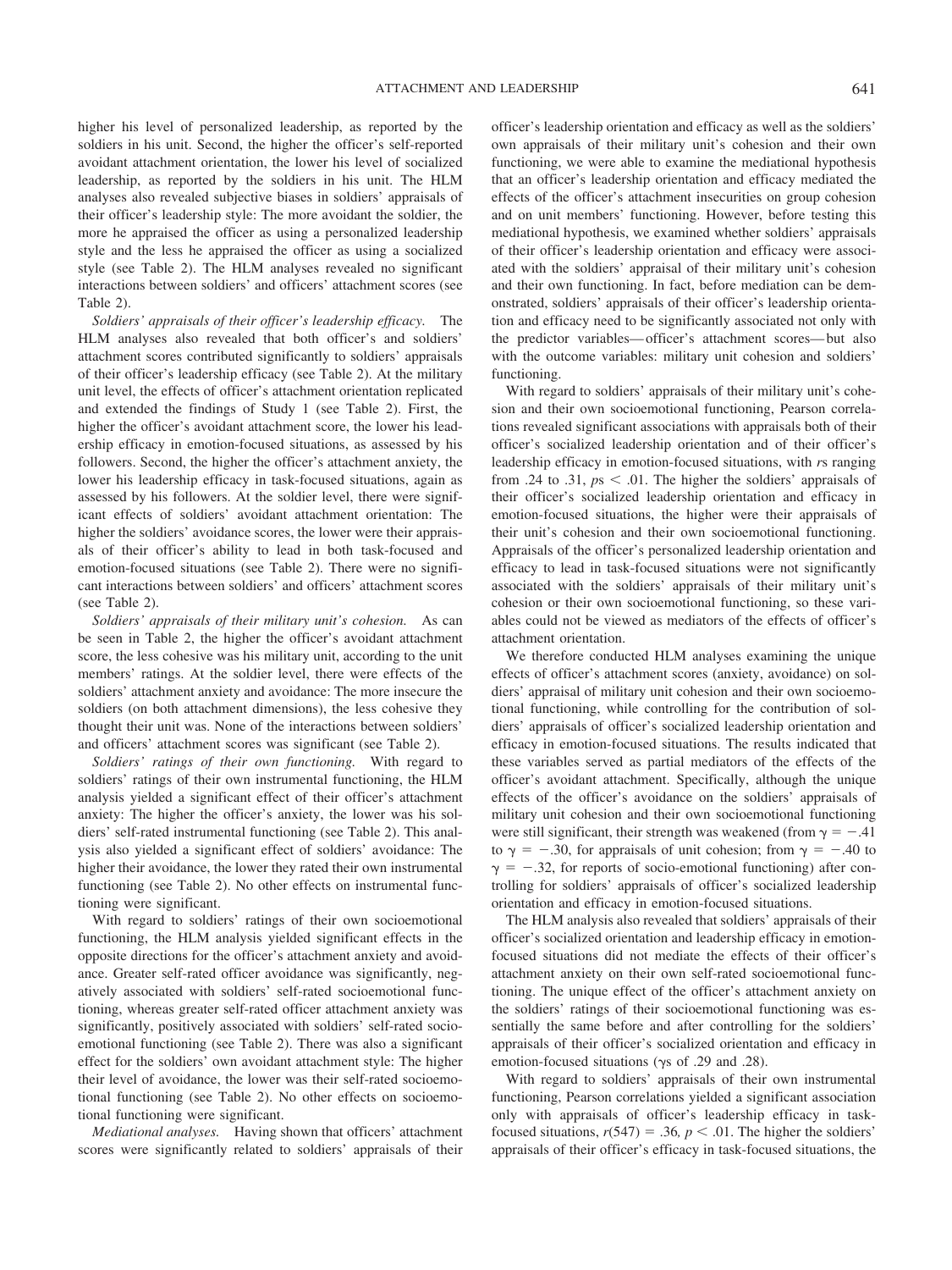higher his level of personalized leadership, as reported by the soldiers in his unit. Second, the higher the officer's self-reported avoidant attachment orientation, the lower his level of socialized leadership, as reported by the soldiers in his unit. The HLM analyses also revealed subjective biases in soldiers' appraisals of their officer's leadership style: The more avoidant the soldier, the more he appraised the officer as using a personalized leadership style and the less he appraised the officer as using a socialized style (see Table 2). The HLM analyses revealed no significant interactions between soldiers' and officers' attachment scores (see Table 2).

*Soldiers' appraisals of their officer's leadership efficacy.* The HLM analyses also revealed that both officer's and soldiers' attachment scores contributed significantly to soldiers' appraisals of their officer's leadership efficacy (see Table 2). At the military unit level, the effects of officer's attachment orientation replicated and extended the findings of Study 1 (see Table 2). First, the higher the officer's avoidant attachment score, the lower his leadership efficacy in emotion-focused situations, as assessed by his followers. Second, the higher the officer's attachment anxiety, the lower his leadership efficacy in task-focused situations, again as assessed by his followers. At the soldier level, there were significant effects of soldiers' avoidant attachment orientation: The higher the soldiers' avoidance scores, the lower were their appraisals of their officer's ability to lead in both task-focused and emotion-focused situations (see Table 2). There were no significant interactions between soldiers' and officers' attachment scores (see Table 2).

*Soldiers' appraisals of their military unit's cohesion.* As can be seen in Table 2, the higher the officer's avoidant attachment score, the less cohesive was his military unit, according to the unit members' ratings. At the soldier level, there were effects of the soldiers' attachment anxiety and avoidance: The more insecure the soldiers (on both attachment dimensions), the less cohesive they thought their unit was. None of the interactions between soldiers' and officers' attachment scores was significant (see Table 2).

*Soldiers' ratings of their own functioning.* With regard to soldiers' ratings of their own instrumental functioning, the HLM analysis yielded a significant effect of their officer's attachment anxiety: The higher the officer's anxiety, the lower was his soldiers' self-rated instrumental functioning (see Table 2). This analysis also yielded a significant effect of soldiers' avoidance: The higher their avoidance, the lower they rated their own instrumental functioning (see Table 2). No other effects on instrumental functioning were significant.

With regard to soldiers' ratings of their own socioemotional functioning, the HLM analysis yielded significant effects in the opposite directions for the officer's attachment anxiety and avoidance. Greater self-rated officer avoidance was significantly, negatively associated with soldiers' self-rated socioemotional functioning, whereas greater self-rated officer attachment anxiety was significantly, positively associated with soldiers' self-rated socioemotional functioning (see Table 2). There was also a significant effect for the soldiers' own avoidant attachment style: The higher their level of avoidance, the lower was their self-rated socioemotional functioning (see Table 2). No other effects on socioemotional functioning were significant.

*Mediational analyses.* Having shown that officers' attachment scores were significantly related to soldiers' appraisals of their officer's leadership orientation and efficacy as well as the soldiers' own appraisals of their military unit's cohesion and their own functioning, we were able to examine the mediational hypothesis that an officer's leadership orientation and efficacy mediated the effects of the officer's attachment insecurities on group cohesion and on unit members' functioning. However, before testing this mediational hypothesis, we examined whether soldiers' appraisals of their officer's leadership orientation and efficacy were associated with the soldiers' appraisal of their military unit's cohesion and their own functioning. In fact, before mediation can be demonstrated, soldiers' appraisals of their officer's leadership orientation and efficacy need to be significantly associated not only with the predictor variables—officer's attachment scores—but also with the outcome variables: military unit cohesion and soldiers' functioning.

With regard to soldiers' appraisals of their military unit's cohesion and their own socioemotional functioning, Pearson correlations revealed significant associations with appraisals both of their officer's socialized leadership orientation and of their officer's leadership efficacy in emotion-focused situations, with *r*s ranging from .24 to .31, $ps < .01$. The higher the soldiers' appraisals of their officer's socialized leadership orientation and efficacy in emotion-focused situations, the higher were their appraisals of their unit's cohesion and their own socioemotional functioning. Appraisals of the officer's personalized leadership orientation and efficacy to lead in task-focused situations were not significantly associated with the soldiers' appraisals of their military unit's cohesion or their own socioemotional functioning, so these variables could not be viewed as mediators of the effects of officer's attachment orientation.

We therefore conducted HLM analyses examining the unique effects of officer's attachment scores (anxiety, avoidance) on soldiers' appraisal of military unit cohesion and their own socioemotional functioning, while controlling for the contribution of soldiers' appraisals of officer's socialized leadership orientation and efficacy in emotion-focused situations. The results indicated that these variables served as partial mediators of the effects of the officer's avoidant attachment. Specifically, although the unique effects of the officer's avoidance on the soldiers' appraisals of military unit cohesion and their own socioemotional functioning were still significant, their strength was weakened (from $\gamma = -.41$ to $\gamma = -.30$, for appraisals of unit cohesion; from $\gamma = -.40$ to $\gamma = -.32$, for reports of socio-emotional functioning) after controlling for soldiers' appraisals of officer's socialized leadership orientation and efficacy in emotion-focused situations.

The HLM analysis also revealed that soldiers' appraisals of their officer's socialized orientation and leadership efficacy in emotion-focused situations did not mediate the effects of their officer's attachment anxiety on their own self-rated socioemotional functioning. The unique effect of the officer's attachment anxiety on the soldiers' ratings of their socioemotional functioning was essentially the same before and after controlling for the soldiers' appraisals of their officer's socialized orientation and efficacy in emotion-focused situations ($\gamma$s of .29 and .28).

With regard to soldiers' appraisals of their own instrumental functioning, Pearson correlations yielded a significant association only with appraisals of officer's leadership efficacy in task-focused situations, $r(547) = .36$, $p < .01$. The higher the soldiers' appraisals of their officer's efficacy in task-focused situations, the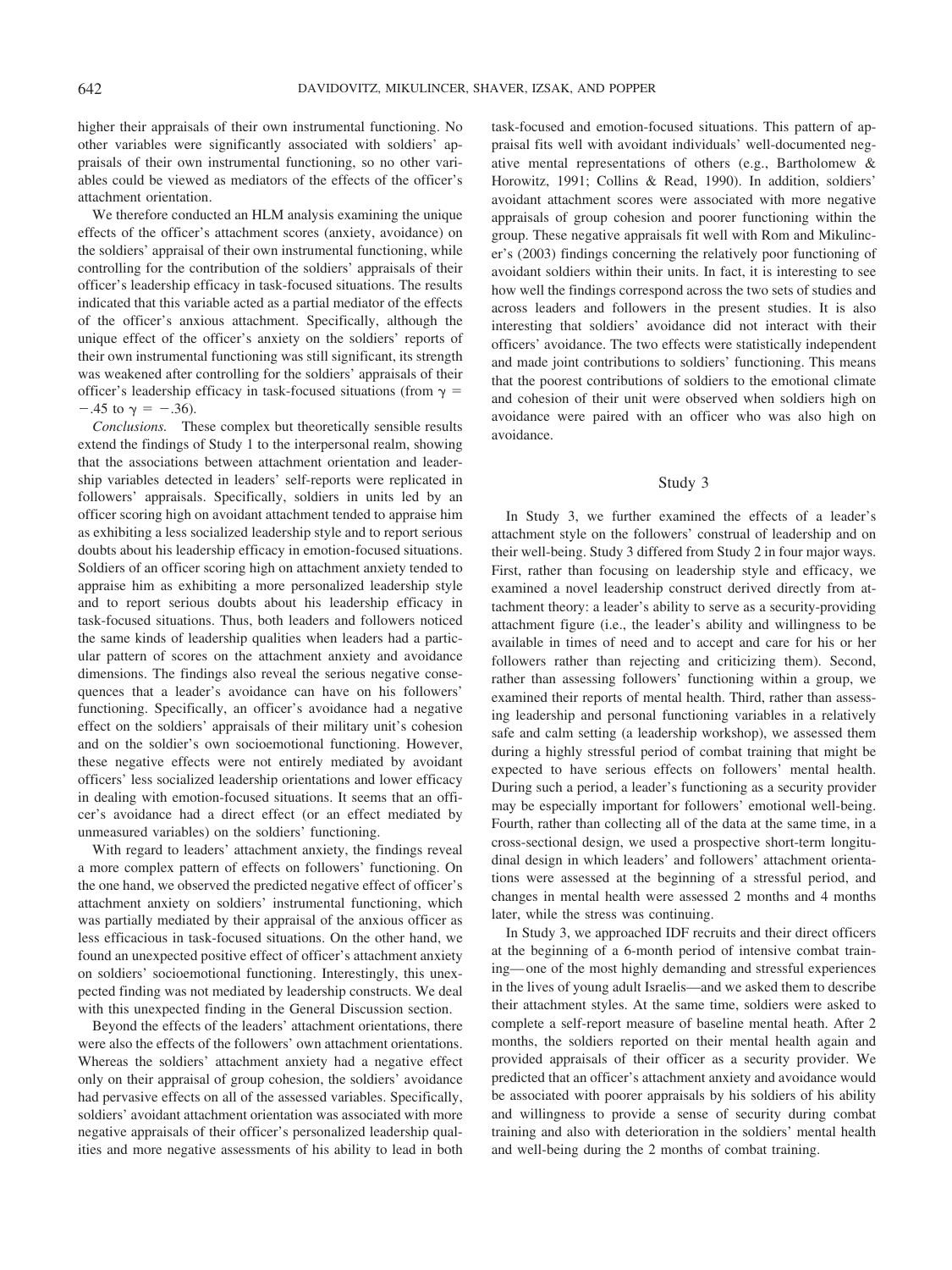higher their appraisals of their own instrumental functioning. No other variables were significantly associated with soldiers' appraisals of their own instrumental functioning, so no other variables could be viewed as mediators of the effects of the officer's attachment orientation.

We therefore conducted an HLM analysis examining the unique effects of the officer's attachment scores (anxiety, avoidance) on the soldiers' appraisal of their own instrumental functioning, while controlling for the contribution of the soldiers' appraisals of their officer's leadership efficacy in task-focused situations. The results indicated that this variable acted as a partial mediator of the effects of the officer's anxious attachment. Specifically, although the unique effect of the officer's anxiety on the soldiers' reports of their own instrumental functioning was still significant, its strength was weakened after controlling for the soldiers' appraisals of their officer's leadership efficacy in task-focused situations (from $\gamma = -.45$ to $\gamma = -.36$).

*Conclusions.* These complex but theoretically sensible results extend the findings of Study 1 to the interpersonal realm, showing that the associations between attachment orientation and leadership variables detected in leaders' self-reports were replicated in followers' appraisals. Specifically, soldiers in units led by an officer scoring high on avoidant attachment tended to appraise him as exhibiting a less socialized leadership style and to report serious doubts about his leadership efficacy in emotion-focused situations. Soldiers of an officer scoring high on attachment anxiety tended to appraise him as exhibiting a more personalized leadership style and to report serious doubts about his leadership efficacy in task-focused situations. Thus, both leaders and followers noticed the same kinds of leadership qualities when leaders had a particular pattern of scores on the attachment anxiety and avoidance dimensions. The findings also reveal the serious negative consequences that a leader's avoidance can have on his followers' functioning. Specifically, an officer's avoidance had a negative effect on the soldiers' appraisals of their military unit's cohesion and on the soldier's own socioemotional functioning. However, these negative effects were not entirely mediated by avoidant officers' less socialized leadership orientations and lower efficacy in dealing with emotion-focused situations. It seems that an officer's avoidance had a direct effect (or an effect mediated by unmeasured variables) on the soldiers' functioning.

With regard to leaders' attachment anxiety, the findings reveal a more complex pattern of effects on followers' functioning. On the one hand, we observed the predicted negative effect of officer's attachment anxiety on soldiers' instrumental functioning, which was partially mediated by their appraisal of the anxious officer as less efficacious in task-focused situations. On the other hand, we found an unexpected positive effect of officer's attachment anxiety on soldiers' socioemotional functioning. Interestingly, this unexpected finding was not mediated by leadership constructs. We deal with this unexpected finding in the General Discussion section.

Beyond the effects of the leaders' attachment orientations, there were also the effects of the followers' own attachment orientations. Whereas the soldiers' attachment anxiety had a negative effect only on their appraisal of group cohesion, the soldiers' avoidance had pervasive effects on all of the assessed variables. Specifically, soldiers' avoidant attachment orientation was associated with more negative appraisals of their officer's personalized leadership qualities and more negative assessments of his ability to lead in both task-focused and emotion-focused situations. This pattern of appraisal fits well with avoidant individuals' well-documented negative mental representations of others (e.g., Bartholomew & Horowitz, 1991; Collins & Read, 1990). In addition, soldiers' avoidant attachment scores were associated with more negative appraisals of group cohesion and poorer functioning within the group. These negative appraisals fit well with Rom and Mikulincer's (2003) findings concerning the relatively poor functioning of avoidant soldiers within their units. In fact, it is interesting to see how well the findings correspond across the two sets of studies and across leaders and followers in the present studies. It is also interesting that soldiers' avoidance did not interact with their officers' avoidance. The two effects were statistically independent and made joint contributions to soldiers' functioning. This means that the poorest contributions of soldiers to the emotional climate and cohesion of their unit were observed when soldiers high on avoidance were paired with an officer who was also high on avoidance.

## Study 3

In Study 3, we further examined the effects of a leader's attachment style on the followers' construal of leadership and on their well-being. Study 3 differed from Study 2 in four major ways. First, rather than focusing on leadership style and efficacy, we examined a novel leadership construct derived directly from attachment theory: a leader's ability to serve as a security-providing attachment figure (i.e., the leader's ability and willingness to be available in times of need and to accept and care for his or her followers rather than rejecting and criticizing them). Second, rather than assessing followers' functioning within a group, we examined their reports of mental health. Third, rather than assessing leadership and personal functioning variables in a relatively safe and calm setting (a leadership workshop), we assessed them during a highly stressful period of combat training that might be expected to have serious effects on followers' mental health. During such a period, a leader's functioning as a security provider may be especially important for followers' emotional well-being. Fourth, rather than collecting all of the data at the same time, in a cross-sectional design, we used a prospective short-term longitudinal design in which leaders' and followers' attachment orientations were assessed at the beginning of a stressful period, and changes in mental health were assessed 2 months and 4 months later, while the stress was continuing.

In Study 3, we approached IDF recruits and their direct officers at the beginning of a 6-month period of intensive combat training—one of the most highly demanding and stressful experiences in the lives of young adult Israelis—and we asked them to describe their attachment styles. At the same time, soldiers were asked to complete a self-report measure of baseline mental heath. After 2 months, the soldiers reported on their mental health again and provided appraisals of their officer as a security provider. We predicted that an officer's attachment anxiety and avoidance would be associated with poorer appraisals by his soldiers of his ability and willingness to provide a sense of security during combat training and also with deterioration in the soldiers' mental health and well-being during the 2 months of combat training.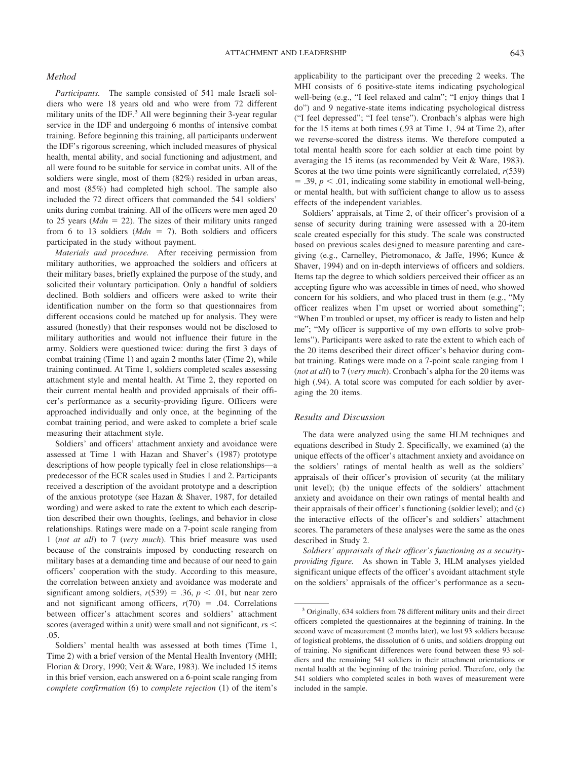### *Method*

*Participants.* The sample consisted of 541 male Israeli soldiers who were 18 years old and who were from 72 different military units of the IDF.[3] All were beginning their 3-year regular service in the IDF and undergoing 6 months of intensive combat training. Before beginning this training, all participants underwent the IDF's rigorous screening, which included measures of physical health, mental ability, and social functioning and adjustment, and all were found to be suitable for service in combat units. All of the soldiers were single, most of them (82%) resided in urban areas, and most (85%) had completed high school. The sample also included the 72 direct officers that commanded the 541 soldiers' units during combat training. All of the officers were men aged 20 to 25 years ($Mdn = 22$). The sizes of their military units ranged from 6 to 13 soldiers ($Mdn = 7$). Both soldiers and officers participated in the study without payment.

*Materials and procedure.* After receiving permission from military authorities, we approached the soldiers and officers at their military bases, briefly explained the purpose of the study, and solicited their voluntary participation. Only a handful of soldiers declined. Both soldiers and officers were asked to write their identification number on the form so that questionnaires from different occasions could be matched up for analysis. They were assured (honestly) that their responses would not be disclosed to military authorities and would not influence their future in the army. Soldiers were questioned twice: during the first 3 days of combat training (Time 1) and again 2 months later (Time 2), while training continued. At Time 1, soldiers completed scales assessing attachment style and mental health. At Time 2, they reported on their current mental health and provided appraisals of their officer's performance as a security-providing figure. Officers were approached individually and only once, at the beginning of the combat training period, and were asked to complete a brief scale measuring their attachment style.

Soldiers' and officers' attachment anxiety and avoidance were assessed at Time 1 with Hazan and Shaver's (1987) prototype descriptions of how people typically feel in close relationships—a predecessor of the ECR scales used in Studies 1 and 2. Participants received a description of the avoidant prototype and a description of the anxious prototype (see Hazan & Shaver, 1987, for detailed wording) and were asked to rate the extent to which each description described their own thoughts, feelings, and behavior in close relationships. Ratings were made on a 7-point scale ranging from 1 (*not at all*) to 7 (*very much*). This brief measure was used because of the constraints imposed by conducting research on military bases at a demanding time and because of our need to gain officers' cooperation with the study. According to this measure, the correlation between anxiety and avoidance was moderate and significant among soldiers, $r(539) = .36$, $p < .01$, but near zero and not significant among officers, $r(70) = .04$. Correlations between officer's attachment scores and soldiers' attachment scores (averaged within a unit) were small and not significant, $rs < .05$.

Soldiers' mental health was assessed at both times (Time 1, Time 2) with a brief version of the Mental Health Inventory (MHI; Florian & Drory, 1990; Veit & Ware, 1983). We included 15 items in this brief version, each answered on a 6-point scale ranging from *complete confirmation* (6) to *complete rejection* (1) of the item's applicability to the participant over the preceding 2 weeks. The MHI consists of 6 positive-state items indicating psychological well-being (e.g., "I feel relaxed and calm"; "I enjoy things that I do") and 9 negative-state items indicating psychological distress ("I feel depressed"; "I feel tense"). Cronbach's alphas were high for the 15 items at both times (.93 at Time 1, .94 at Time 2), after we reverse-scored the distress items. We therefore computed a total mental health score for each soldier at each time point by averaging the 15 items (as recommended by Veit & Ware, 1983). Scores at the two time points were significantly correlated, $r(539) = .39$, $p < .01$, indicating some stability in emotional well-being, or mental health, but with sufficient change to allow us to assess effects of the independent variables.

Soldiers' appraisals, at Time 2, of their officer's provision of a sense of security during training were assessed with a 20-item scale created especially for this study. The scale was constructed based on previous scales designed to measure parenting and caregiving (e.g., Carnelley, Pietromonaco, & Jaffe, 1996; Kunce & Shaver, 1994) and on in-depth interviews of officers and soldiers. Items tap the degree to which soldiers perceived their officer as an accepting figure who was accessible in times of need, who showed concern for his soldiers, and who placed trust in them (e.g., "My officer realizes when I'm upset or worried about something"; "When I'm troubled or upset, my officer is ready to listen and help me"; "My officer is supportive of my own efforts to solve problems"). Participants were asked to rate the extent to which each of the 20 items described their direct officer's behavior during combat training. Ratings were made on a 7-point scale ranging from 1 (*not at all*) to 7 (*very much*). Cronbach's alpha for the 20 items was high (.94). A total score was computed for each soldier by averaging the 20 items.

### *Results and Discussion*

The data were analyzed using the same HLM techniques and equations described in Study 2. Specifically, we examined (a) the unique effects of the officer's attachment anxiety and avoidance on the soldiers' ratings of mental health as well as the soldiers' appraisals of their officer's provision of security (at the military unit level); (b) the unique effects of the soldiers' attachment anxiety and avoidance on their own ratings of mental health and their appraisals of their officer's functioning (soldier level); and (c) the interactive effects of the officer's and soldiers' attachment scores. The parameters of these analyses were the same as the ones described in Study 2.

*Soldiers' appraisals of their officer's functioning as a security-providing figure.* As shown in Table 3, HLM analyses yielded significant unique effects of the officer's avoidant attachment style on the soldiers' appraisals of the officer's performance as a secu-

[3] Originally, 634 soldiers from 78 different military units and their direct officers completed the questionnaires at the beginning of training. In the second wave of measurement (2 months later), we lost 93 soldiers because of logistical problems, the dissolution of 6 units, and soldiers dropping out of training. No significant differences were found between these 93 soldiers and the remaining 541 soldiers in their attachment orientations or mental health at the beginning of the training period. Therefore, only the 541 soldiers who completed scales in both waves of measurement were included in the sample.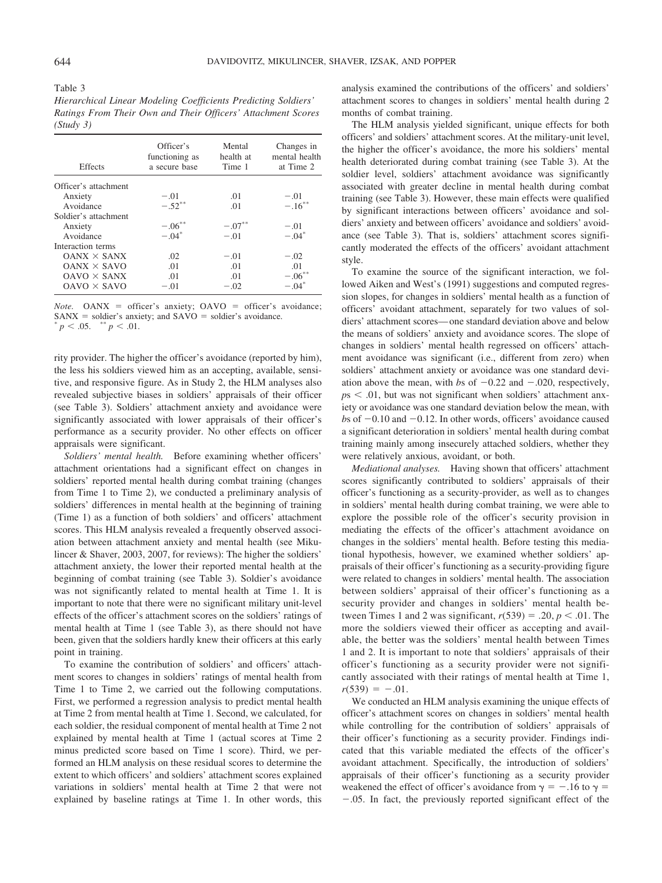Table 3

*Hierarchical Linear Modeling Coefficients Predicting Soldiers' Ratings From Their Own and Their Officers' Attachment Scores (Study 3)*

| Effects | Officer's functioning as a secure base | Mental health at Time 1 | Changes in mental health at Time 2 |
|---|---|---|---|
| Officer's attachment | | | |
| Anxiety | −.01 | .01 | −.01 |
| Avoidance | $-.52^{**}$ | .01 | $-.16^{**}$ |
| Soldier's attachment | | | |
| Anxiety | $-.06^{**}$ | $-.07^{**}$ | −.01 |
| Avoidance | $-.04^{*}$ | −.01 | $-.04^{*}$ |
| Interaction terms | | | |
| OANX × SANX | .02 | −.01 | −.02 |
| OANX × SAVO | .01 | .01 | .01 |
| OAVO × SANX | .01 | .01 | $-.06^{**}$ |
| OAVO × SAVO | −.01 | −.02 | $-.04^{*}$ |

*Note.* OANX = officer's anxiety; OAVO = officer's avoidance; SANX = soldier's anxiety; and SAVO = soldier's avoidance.
$^{*}$ $p < .05$. $^{**}$ $p < .01$.

rity provider. The higher the officer's avoidance (reported by him), the less his soldiers viewed him as an accepting, available, sensitive, and responsive figure. As in Study 2, the HLM analyses also revealed subjective biases in soldiers' appraisals of their officer (see Table 3). Soldiers' attachment anxiety and avoidance were significantly associated with lower appraisals of their officer's performance as a security provider. No other effects on officer appraisals were significant.

*Soldiers' mental health.* Before examining whether officers' attachment orientations had a significant effect on changes in soldiers' reported mental health during combat training (changes from Time 1 to Time 2), we conducted a preliminary analysis of soldiers' differences in mental health at the beginning of training (Time 1) as a function of both soldiers' and officers' attachment scores. This HLM analysis revealed a frequently observed association between attachment anxiety and mental health (see Mikulincer & Shaver, 2003, 2007, for reviews): The higher the soldiers' attachment anxiety, the lower their reported mental health at the beginning of combat training (see Table 3). Soldier's avoidance was not significantly related to mental health at Time 1. It is important to note that there were no significant military unit-level effects of the officer's attachment scores on the soldiers' ratings of mental health at Time 1 (see Table 3), as there should not have been, given that the soldiers hardly knew their officers at this early point in training.

To examine the contribution of soldiers' and officers' attachment scores to changes in soldiers' ratings of mental health from Time 1 to Time 2, we carried out the following computations. First, we performed a regression analysis to predict mental health at Time 2 from mental health at Time 1. Second, we calculated, for each soldier, the residual component of mental health at Time 2 not explained by mental health at Time 1 (actual scores at Time 2 minus predicted score based on Time 1 score). Third, we performed an HLM analysis on these residual scores to determine the extent to which officers' and soldiers' attachment scores explained variations in soldiers' mental health at Time 2 that were not explained by baseline ratings at Time 1. In other words, this analysis examined the contributions of the officers' and soldiers' attachment scores to changes in soldiers' mental health during 2 months of combat training.

The HLM analysis yielded significant, unique effects for both officers' and soldiers' attachment scores. At the military-unit level, the higher the officer's avoidance, the more his soldiers' mental health deteriorated during combat training (see Table 3). At the soldier level, soldiers' attachment avoidance was significantly associated with greater decline in mental health during combat training (see Table 3). However, these main effects were qualified by significant interactions between officers' avoidance and soldiers' anxiety and between officers' avoidance and soldiers' avoidance (see Table 3). That is, soldiers' attachment scores significantly moderated the effects of the officers' avoidant attachment style.

To examine the source of the significant interaction, we followed Aiken and West's (1991) suggestions and computed regression slopes, for changes in soldiers' mental health as a function of officers' avoidant attachment, separately for two values of soldiers' attachment scores—one standard deviation above and below the means of soldiers' anxiety and avoidance scores. The slope of changes in soldiers' mental health regressed on officers' attachment avoidance was significant (i.e., different from zero) when soldiers' attachment anxiety or avoidance was one standard deviation above the mean, with $b$s of $-0.22$ and $-.020$, respectively, $p\text{s} < .01$, but was not significant when soldiers' attachment anxiety or avoidance was one standard deviation below the mean, with $b$s of $-0.10$ and $-0.12$. In other words, officers' avoidance caused a significant deterioration in soldiers' mental health during combat training mainly among insecurely attached soldiers, whether they were relatively anxious, avoidant, or both.

*Mediational analyses.* Having shown that officers' attachment scores significantly contributed to soldiers' appraisals of their officer's functioning as a security-provider, as well as to changes in soldiers' mental health during combat training, we were able to explore the possible role of the officer's security provision in mediating the effects of the officer's attachment avoidance on changes in the soldiers' mental health. Before testing this mediational hypothesis, however, we examined whether soldiers' appraisals of their officer's functioning as a security-providing figure were related to changes in soldiers' mental health. The association between soldiers' appraisal of their officer's functioning as a security provider and changes in soldiers' mental health between Times 1 and 2 was significant, $r(539) = .20$, $p < .01$. The more the soldiers viewed their officer as accepting and available, the better was the soldiers' mental health between Times 1 and 2. It is important to note that soldiers' appraisals of their officer's functioning as a security provider were not significantly associated with their ratings of mental health at Time 1, $r(539) = -.01$.

We conducted an HLM analysis examining the unique effects of officer's attachment scores on changes in soldiers' mental health while controlling for the contribution of soldiers' appraisals of their officer's functioning as a security provider. Findings indicated that this variable mediated the effects of the officer's avoidant attachment. Specifically, the introduction of soldiers' appraisals of their officer's functioning as a security provider weakened the effect of officer's avoidance from $\gamma = -.16$ to $\gamma = -.05$. In fact, the previously reported significant effect of the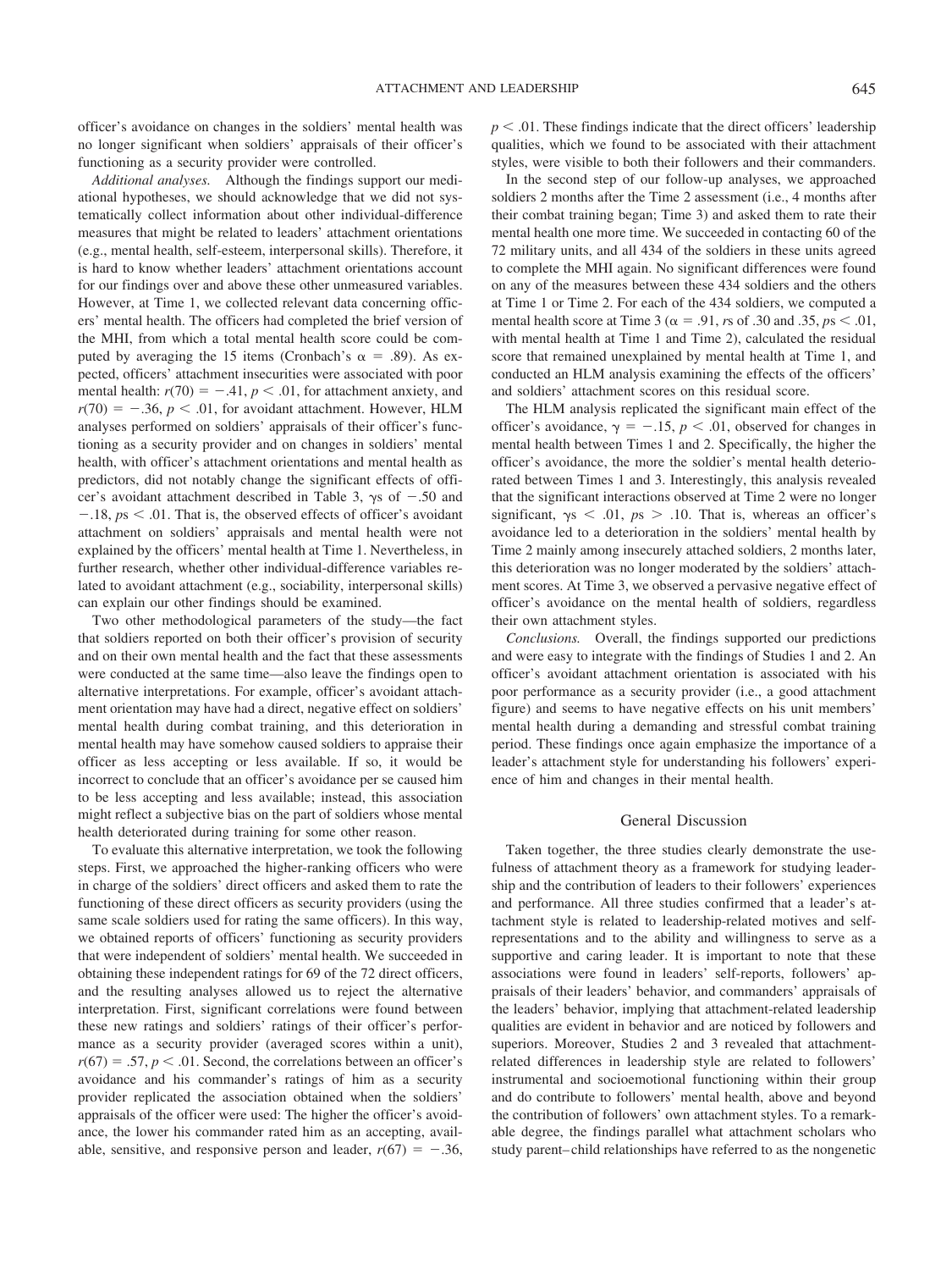officer's avoidance on changes in the soldiers' mental health was no longer significant when soldiers' appraisals of their officer's functioning as a security provider were controlled.

*Additional analyses.* Although the findings support our mediational hypotheses, we should acknowledge that we did not systematically collect information about other individual-difference measures that might be related to leaders' attachment orientations (e.g., mental health, self-esteem, interpersonal skills). Therefore, it is hard to know whether leaders' attachment orientations account for our findings over and above these other unmeasured variables. However, at Time 1, we collected relevant data concerning officers' mental health. The officers had completed the brief version of the MHI, from which a total mental health score could be computed by averaging the 15 items (Cronbach's $\alpha$ = .89). As expected, officers' attachment insecurities were associated with poor mental health: $r(70) = -.41$, $p < .01$, for attachment anxiety, and $r(70) = -.36$, $p < .01$, for avoidant attachment. However, HLM analyses performed on soldiers' appraisals of their officer's functioning as a security provider and on changes in soldiers' mental health, with officer's attachment orientations and mental health as predictors, did not notably change the significant effects of officer's avoidant attachment described in Table 3, $\gamma$s of $-.50$ and $-.18$, $p$s $< .01$. That is, the observed effects of officer's avoidant attachment on soldiers' appraisals and mental health were not explained by the officers' mental health at Time 1. Nevertheless, in further research, whether other individual-difference variables related to avoidant attachment (e.g., sociability, interpersonal skills) can explain our other findings should be examined.

Two other methodological parameters of the study—the fact that soldiers reported on both their officer's provision of security and on their own mental health and the fact that these assessments were conducted at the same time—also leave the findings open to alternative interpretations. For example, officer's avoidant attachment orientation may have had a direct, negative effect on soldiers' mental health during combat training, and this deterioration in mental health may have somehow caused soldiers to appraise their officer as less accepting or less available. If so, it would be incorrect to conclude that an officer's avoidance per se caused him to be less accepting and less available; instead, this association might reflect a subjective bias on the part of soldiers whose mental health deteriorated during training for some other reason.

To evaluate this alternative interpretation, we took the following steps. First, we approached the higher-ranking officers who were in charge of the soldiers' direct officers and asked them to rate the functioning of these direct officers as security providers (using the same scale soldiers used for rating the same officers). In this way, we obtained reports of officers' functioning as security providers that were independent of soldiers' mental health. We succeeded in obtaining these independent ratings for 69 of the 72 direct officers, and the resulting analyses allowed us to reject the alternative interpretation. First, significant correlations were found between these new ratings and soldiers' ratings of their officer's performance as a security provider (averaged scores within a unit), $r(67) = .57$, $p < .01$. Second, the correlations between an officer's avoidance and his commander's ratings of him as a security provider replicated the association obtained when the soldiers' appraisals of the officer were used: The higher the officer's avoidance, the lower his commander rated him as an accepting, available, sensitive, and responsive person and leader, $r(67) = -.36$, $p < .01$. These findings indicate that the direct officers' leadership qualities, which we found to be associated with their attachment styles, were visible to both their followers and their commanders.

In the second step of our follow-up analyses, we approached soldiers 2 months after the Time 2 assessment (i.e., 4 months after their combat training began; Time 3) and asked them to rate their mental health one more time. We succeeded in contacting 60 of the 72 military units, and all 434 of the soldiers in these units agreed to complete the MHI again. No significant differences were found on any of the measures between these 434 soldiers and the others at Time 1 or Time 2. For each of the 434 soldiers, we computed a mental health score at Time 3 ($\alpha$ = .91, $r$s of .30 and .35, $p$s $< .01$, with mental health at Time 1 and Time 2), calculated the residual score that remained unexplained by mental health at Time 1, and conducted an HLM analysis examining the effects of the officers' and soldiers' attachment scores on this residual score.

The HLM analysis replicated the significant main effect of the officer's avoidance, $\gamma = -.15$, $p < .01$, observed for changes in mental health between Times 1 and 2. Specifically, the higher the officer's avoidance, the more the soldier's mental health deteriorated between Times 1 and 3. Interestingly, this analysis revealed that the significant interactions observed at Time 2 were no longer significant, $\gamma$s $< .01$, $p$s $> .10$. That is, whereas an officer's avoidance led to a deterioration in the soldiers' mental health by Time 2 mainly among insecurely attached soldiers, 2 months later, this deterioration was no longer moderated by the soldiers' attachment scores. At Time 3, we observed a pervasive negative effect of officer's avoidance on the mental health of soldiers, regardless their own attachment styles.

*Conclusions.* Overall, the findings supported our predictions and were easy to integrate with the findings of Studies 1 and 2. An officer's avoidant attachment orientation is associated with his poor performance as a security provider (i.e., a good attachment figure) and seems to have negative effects on his unit members' mental health during a demanding and stressful combat training period. These findings once again emphasize the importance of a leader's attachment style for understanding his followers' experience of him and changes in their mental health.

## General Discussion

Taken together, the three studies clearly demonstrate the usefulness of attachment theory as a framework for studying leadership and the contribution of leaders to their followers' experiences and performance. All three studies confirmed that a leader's attachment style is related to leadership-related motives and self-representations and to the ability and willingness to serve as a supportive and caring leader. It is important to note that these associations were found in leaders' self-reports, followers' appraisals of their leaders' behavior, and commanders' appraisals of the leaders' behavior, implying that attachment-related leadership qualities are evident in behavior and are noticed by followers and superiors. Moreover, Studies 2 and 3 revealed that attachment-related differences in leadership style are related to followers' instrumental and socioemotional functioning within their group and do contribute to followers' mental health, above and beyond the contribution of followers' own attachment styles. To a remarkable degree, the findings parallel what attachment scholars who study parent–child relationships have referred to as the nongenetic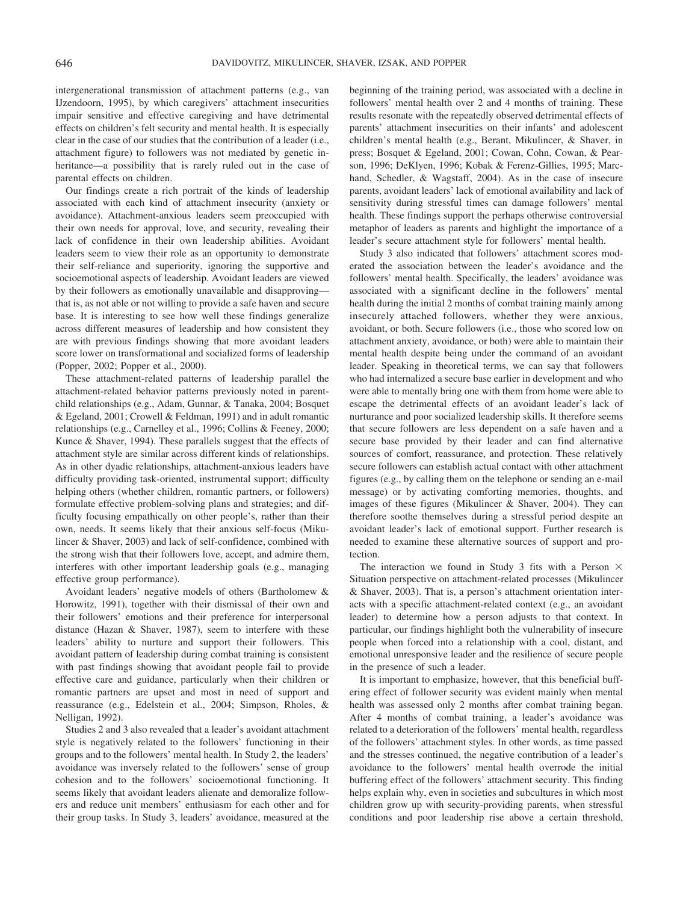intergenerational transmission of attachment patterns (e.g., van IJzendoorn, 1995), by which caregivers' attachment insecurities impair sensitive and effective caregiving and have detrimental effects on children's felt security and mental health. It is especially clear in the case of our studies that the contribution of a leader (i.e., attachment figure) to followers was not mediated by genetic inheritance—a possibility that is rarely ruled out in the case of parental effects on children.

Our findings create a rich portrait of the kinds of leadership associated with each kind of attachment insecurity (anxiety or avoidance). Attachment-anxious leaders seem preoccupied with their own needs for approval, love, and security, revealing their lack of confidence in their own leadership abilities. Avoidant leaders seem to view their role as an opportunity to demonstrate their self-reliance and superiority, ignoring the supportive and socioemotional aspects of leadership. Avoidant leaders are viewed by their followers as emotionally unavailable and disapproving—that is, as not able or not willing to provide a safe haven and secure base. It is interesting to see how well these findings generalize across different measures of leadership and how consistent they are with previous findings showing that more avoidant leaders score lower on transformational and socialized forms of leadership (Popper, 2002; Popper et al., 2000).

These attachment-related patterns of leadership parallel the attachment-related behavior patterns previously noted in parent-child relationships (e.g., Adam, Gunnar, & Tanaka, 2004; Bosquet & Egeland, 2001; Crowell & Feldman, 1991) and in adult romantic relationships (e.g., Carnelley et al., 1996; Collins & Feeney, 2000; Kunce & Shaver, 1994). These parallels suggest that the effects of attachment style are similar across different kinds of relationships. As in other dyadic relationships, attachment-anxious leaders have difficulty providing task-oriented, instrumental support; difficulty helping others (whether children, romantic partners, or followers) formulate effective problem-solving plans and strategies; and difficulty focusing empathically on other people's, rather than their own, needs. It seems likely that their anxious self-focus (Mikulincer & Shaver, 2003) and lack of self-confidence, combined with the strong wish that their followers love, accept, and admire them, interferes with other important leadership goals (e.g., managing effective group performance).

Avoidant leaders' negative models of others (Bartholomew & Horowitz, 1991), together with their dismissal of their own and their followers' emotions and their preference for interpersonal distance (Hazan & Shaver, 1987), seem to interfere with these leaders' ability to nurture and support their followers. This avoidant pattern of leadership during combat training is consistent with past findings showing that avoidant people fail to provide effective care and guidance, particularly when their children or romantic partners are upset and most in need of support and reassurance (e.g., Edelstein et al., 2004; Simpson, Rholes, & Nelligan, 1992).

Studies 2 and 3 also revealed that a leader's avoidant attachment style is negatively related to the followers' functioning in their groups and to the followers' mental health. In Study 2, the leaders' avoidance was inversely related to the followers' sense of group cohesion and to the followers' socioemotional functioning. It seems likely that avoidant leaders alienate and demoralize followers and reduce unit members' enthusiasm for each other and for their group tasks. In Study 3, leaders' avoidance, measured at the beginning of the training period, was associated with a decline in followers' mental health over 2 and 4 months of training. These results resonate with the repeatedly observed detrimental effects of parents' attachment insecurities on their infants' and adolescent children's mental health (e.g., Berant, Mikulincer, & Shaver, in press; Bosquet & Egeland, 2001; Cowan, Cohn, Cowan, & Pearson, 1996; DeKlyen, 1996; Kobak & Ferenz-Gillies, 1995; Marchand, Schedler, & Wagstaff, 2004). As in the case of insecure parents, avoidant leaders' lack of emotional availability and lack of sensitivity during stressful times can damage followers' mental health. These findings support the perhaps otherwise controversial metaphor of leaders as parents and highlight the importance of a leader's secure attachment style for followers' mental health.

Study 3 also indicated that followers' attachment scores moderated the association between the leader's avoidance and the followers' mental health. Specifically, the leaders' avoidance was associated with a significant decline in the followers' mental health during the initial 2 months of combat training mainly among insecurely attached followers, whether they were anxious, avoidant, or both. Secure followers (i.e., those who scored low on attachment anxiety, avoidance, or both) were able to maintain their mental health despite being under the command of an avoidant leader. Speaking in theoretical terms, we can say that followers who had internalized a secure base earlier in development and who were able to mentally bring one with them from home were able to escape the detrimental effects of an avoidant leader's lack of nurturance and poor socialized leadership skills. It therefore seems that secure followers are less dependent on a safe haven and a secure base provided by their leader and can find alternative sources of comfort, reassurance, and protection. These relatively secure followers can establish actual contact with other attachment figures (e.g., by calling them on the telephone or sending an e-mail message) or by activating comforting memories, thoughts, and images of these figures (Mikulincer & Shaver, 2004). They can therefore soothe themselves during a stressful period despite an avoidant leader's lack of emotional support. Further research is needed to examine these alternative sources of support and protection.

The interaction we found in Study 3 fits with a Person $\times$ Situation perspective on attachment-related processes (Mikulincer & Shaver, 2003). That is, a person's attachment orientation interacts with a specific attachment-related context (e.g., an avoidant leader) to determine how a person adjusts to that context. In particular, our findings highlight both the vulnerability of insecure people when forced into a relationship with a cool, distant, and emotional unresponsive leader and the resilience of secure people in the presence of such a leader.

It is important to emphasize, however, that this beneficial buffering effect of follower security was evident mainly when mental health was assessed only 2 months after combat training began. After 4 months of combat training, a leader's avoidance was related to a deterioration of the followers' mental health, regardless of the followers' attachment styles. In other words, as time passed and the stresses continued, the negative contribution of a leader's avoidance to the followers' mental health overrode the initial buffering effect of the followers' attachment security. This finding helps explain why, even in societies and subcultures in which most children grow up with security-providing parents, when stressful conditions and poor leadership rise above a certain threshold,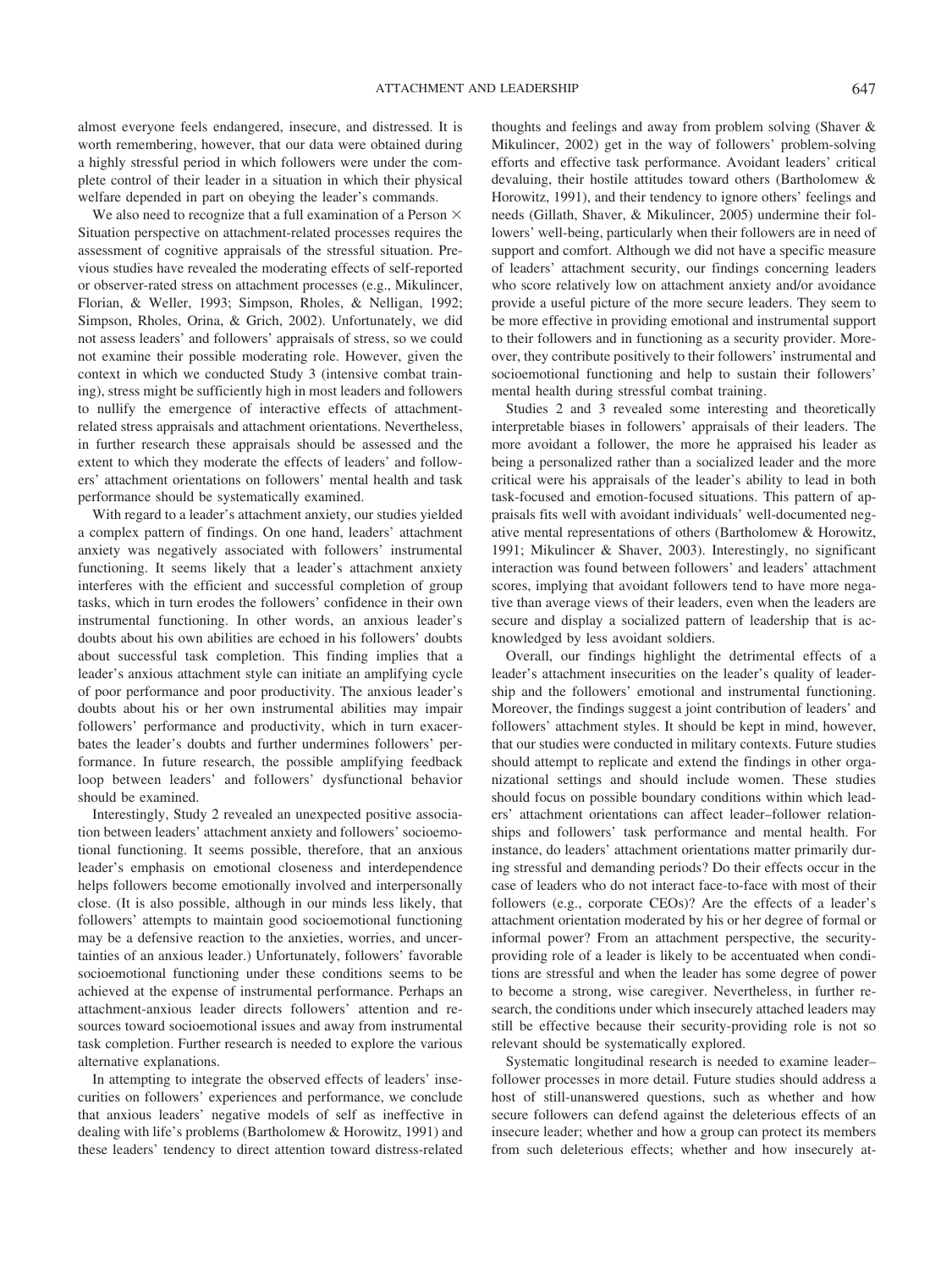almost everyone feels endangered, insecure, and distressed. It is worth remembering, however, that our data were obtained during a highly stressful period in which followers were under the complete control of their leader in a situation in which their physical welfare depended in part on obeying the leader's commands.

We also need to recognize that a full examination of a Person × Situation perspective on attachment-related processes requires the assessment of cognitive appraisals of the stressful situation. Previous studies have revealed the moderating effects of self-reported or observer-rated stress on attachment processes (e.g., Mikulincer, Florian, & Weller, 1993; Simpson, Rholes, & Nelligan, 1992; Simpson, Rholes, Orina, & Grich, 2002). Unfortunately, we did not assess leaders' and followers' appraisals of stress, so we could not examine their possible moderating role. However, given the context in which we conducted Study 3 (intensive combat training), stress might be sufficiently high in most leaders and followers to nullify the emergence of interactive effects of attachment-related stress appraisals and attachment orientations. Nevertheless, in further research these appraisals should be assessed and the extent to which they moderate the effects of leaders' and followers' attachment orientations on followers' mental health and task performance should be systematically examined.

With regard to a leader's attachment anxiety, our studies yielded a complex pattern of findings. On one hand, leaders' attachment anxiety was negatively associated with followers' instrumental functioning. It seems likely that a leader's attachment anxiety interferes with the efficient and successful completion of group tasks, which in turn erodes the followers' confidence in their own instrumental functioning. In other words, an anxious leader's doubts about his own abilities are echoed in his followers' doubts about successful task completion. This finding implies that a leader's anxious attachment style can initiate an amplifying cycle of poor performance and poor productivity. The anxious leader's doubts about his or her own instrumental abilities may impair followers' performance and productivity, which in turn exacerbates the leader's doubts and further undermines followers' performance. In future research, the possible amplifying feedback loop between leaders' and followers' dysfunctional behavior should be examined.

Interestingly, Study 2 revealed an unexpected positive association between leaders' attachment anxiety and followers' socioemotional functioning. It seems possible, therefore, that an anxious leader's emphasis on emotional closeness and interdependence helps followers become emotionally involved and interpersonally close. (It is also possible, although in our minds less likely, that followers' attempts to maintain good socioemotional functioning may be a defensive reaction to the anxieties, worries, and uncertainties of an anxious leader.) Unfortunately, followers' favorable socioemotional functioning under these conditions seems to be achieved at the expense of instrumental performance. Perhaps an attachment-anxious leader directs followers' attention and resources toward socioemotional issues and away from instrumental task completion. Further research is needed to explore the various alternative explanations.

In attempting to integrate the observed effects of leaders' insecurities on followers' experiences and performance, we conclude that anxious leaders' negative models of self as ineffective in dealing with life's problems (Bartholomew & Horowitz, 1991) and these leaders' tendency to direct attention toward distress-related thoughts and feelings and away from problem solving (Shaver & Mikulincer, 2002) get in the way of followers' problem-solving efforts and effective task performance. Avoidant leaders' critical devaluing, their hostile attitudes toward others (Bartholomew & Horowitz, 1991), and their tendency to ignore others' feelings and needs (Gillath, Shaver, & Mikulincer, 2005) undermine their followers' well-being, particularly when their followers are in need of support and comfort. Although we did not have a specific measure of leaders' attachment security, our findings concerning leaders who score relatively low on attachment anxiety and/or avoidance provide a useful picture of the more secure leaders. They seem to be more effective in providing emotional and instrumental support to their followers and in functioning as a security provider. Moreover, they contribute positively to their followers' instrumental and socioemotional functioning and help to sustain their followers' mental health during stressful combat training.

Studies 2 and 3 revealed some interesting and theoretically interpretable biases in followers' appraisals of their leaders. The more avoidant a follower, the more he appraised his leader as being a personalized rather than a socialized leader and the more critical were his appraisals of the leader's ability to lead in both task-focused and emotion-focused situations. This pattern of appraisals fits well with avoidant individuals' well-documented negative mental representations of others (Bartholomew & Horowitz, 1991; Mikulincer & Shaver, 2003). Interestingly, no significant interaction was found between followers' and leaders' attachment scores, implying that avoidant followers tend to have more negative than average views of their leaders, even when the leaders are secure and display a socialized pattern of leadership that is acknowledged by less avoidant soldiers.

Overall, our findings highlight the detrimental effects of a leader's attachment insecurities on the leader's quality of leadership and the followers' emotional and instrumental functioning. Moreover, the findings suggest a joint contribution of leaders' and followers' attachment styles. It should be kept in mind, however, that our studies were conducted in military contexts. Future studies should attempt to replicate and extend the findings in other organizational settings and should include women. These studies should focus on possible boundary conditions within which leaders' attachment orientations can affect leader–follower relationships and followers' task performance and mental health. For instance, do leaders' attachment orientations matter primarily during stressful and demanding periods? Do their effects occur in the case of leaders who do not interact face-to-face with most of their followers (e.g., corporate CEOs)? Are the effects of a leader's attachment orientation moderated by his or her degree of formal or informal power? From an attachment perspective, the security-providing role of a leader is likely to be accentuated when conditions are stressful and when the leader has some degree of power to become a strong, wise caregiver. Nevertheless, in further research, the conditions under which insecurely attached leaders may still be effective because their security-providing role is not so relevant should be systematically explored.

Systematic longitudinal research is needed to examine leader–follower processes in more detail. Future studies should address a host of still-unanswered questions, such as whether and how secure followers can defend against the deleterious effects of an insecure leader; whether and how a group can protect its members from such deleterious effects; whether and how insecurely at-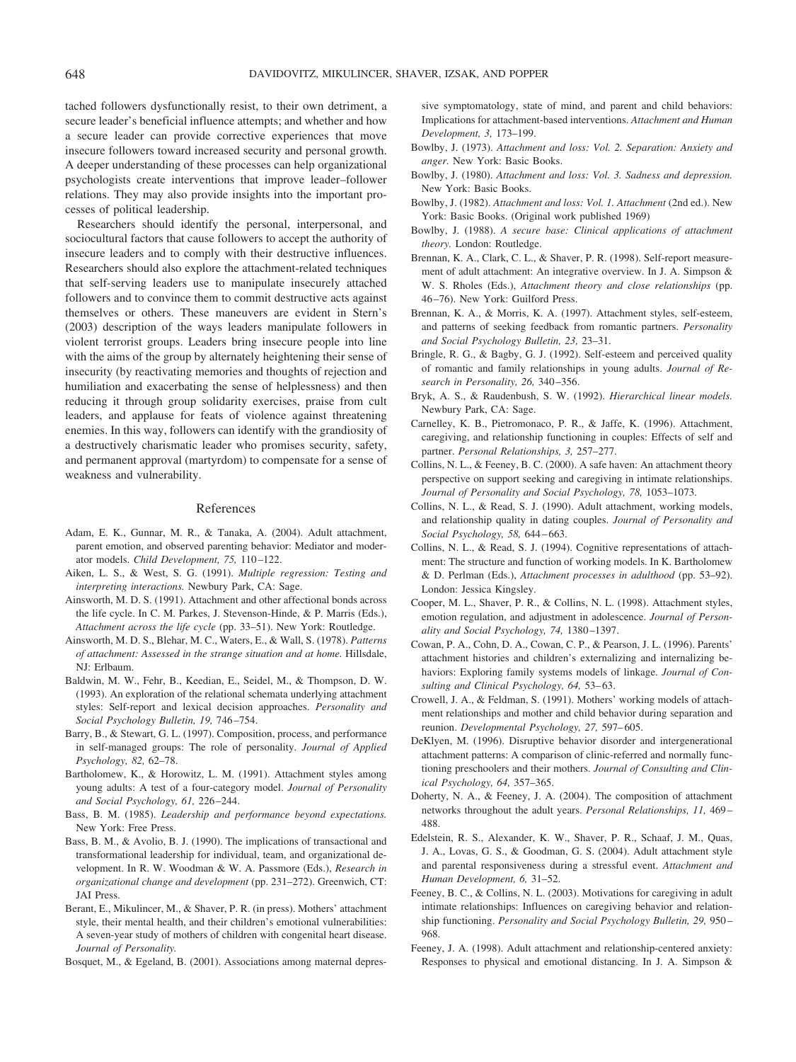tached followers dysfunctionally resist, to their own detriment, a secure leader's beneficial influence attempts; and whether and how a secure leader can provide corrective experiences that move insecure followers toward increased security and personal growth. A deeper understanding of these processes can help organizational psychologists create interventions that improve leader–follower relations. They may also provide insights into the important processes of political leadership.

Researchers should identify the personal, interpersonal, and sociocultural factors that cause followers to accept the authority of insecure leaders and to comply with their destructive influences. Researchers should also explore the attachment-related techniques that self-serving leaders use to manipulate insecurely attached followers and to convince them to commit destructive acts against themselves or others. These maneuvers are evident in Stern's (2003) description of the ways leaders manipulate followers in violent terrorist groups. Leaders bring insecure people into line with the aims of the group by alternately heightening their sense of insecurity (by reactivating memories and thoughts of rejection and humiliation and exacerbating the sense of helplessness) and then reducing it through group solidarity exercises, praise from cult leaders, and applause for feats of violence against threatening enemies. In this way, followers can identify with the grandiosity of a destructively charismatic leader who promises security, safety, and permanent approval (martyrdom) to compensate for a sense of weakness and vulnerability.

## References

Adam, E. K., Gunnar, M. R., & Tanaka, A. (2004). Adult attachment, parent emotion, and observed parenting behavior: Mediator and moderator models. *Child Development, 75,* 110–122.

Aiken, L. S., & West, S. G. (1991). *Multiple regression: Testing and interpreting interactions.* Newbury Park, CA: Sage.

Ainsworth, M. D. S. (1991). Attachment and other affectional bonds across the life cycle. In C. M. Parkes, J. Stevenson-Hinde, & P. Marris (Eds.), *Attachment across the life cycle* (pp. 33–51). New York: Routledge.

Ainsworth, M. D. S., Blehar, M. C., Waters, E., & Wall, S. (1978). *Patterns of attachment: Assessed in the strange situation and at home.* Hillsdale, NJ: Erlbaum.

Baldwin, M. W., Fehr, B., Keedian, E., Seidel, M., & Thompson, D. W. (1993). An exploration of the relational schemata underlying attachment styles: Self-report and lexical decision approaches. *Personality and Social Psychology Bulletin, 19,* 746–754.

Barry, B., & Stewart, G. L. (1997). Composition, process, and performance in self-managed groups: The role of personality. *Journal of Applied Psychology, 82,* 62–78.

Bartholomew, K., & Horowitz, L. M. (1991). Attachment styles among young adults: A test of a four-category model. *Journal of Personality and Social Psychology, 61,* 226–244.

Bass, B. M. (1985). *Leadership and performance beyond expectations.* New York: Free Press.

Bass, B. M., & Avolio, B. J. (1990). The implications of transactional and transformational leadership for individual, team, and organizational development. In R. W. Woodman & W. A. Passmore (Eds.), *Research in organizational change and development* (pp. 231–272). Greenwich, CT: JAI Press.

Berant, E., Mikulincer, M., & Shaver, P. R. (in press). Mothers' attachment style, their mental health, and their children's emotional vulnerabilities: A seven-year study of mothers of children with congenital heart disease. *Journal of Personality.*

Bosquet, M., & Egeland, B. (2001). Associations among maternal depressive symptomatology, state of mind, and parent and child behaviors: Implications for attachment-based interventions. *Attachment and Human Development, 3,* 173–199.

Bowlby, J. (1973). *Attachment and loss: Vol. 2. Separation: Anxiety and anger.* New York: Basic Books.

Bowlby, J. (1980). *Attachment and loss: Vol. 3. Sadness and depression.* New York: Basic Books.

Bowlby, J. (1982). *Attachment and loss: Vol. 1. Attachment* (2nd ed.). New York: Basic Books. (Original work published 1969)

Bowlby, J. (1988). *A secure base: Clinical applications of attachment theory.* London: Routledge.

Brennan, K. A., Clark, C. L., & Shaver, P. R. (1998). Self-report measurement of adult attachment: An integrative overview. In J. A. Simpson & W. S. Rholes (Eds.), *Attachment theory and close relationships* (pp. 46–76). New York: Guilford Press.

Brennan, K. A., & Morris, K. A. (1997). Attachment styles, self-esteem, and patterns of seeking feedback from romantic partners. *Personality and Social Psychology Bulletin, 23,* 23–31.

Bringle, R. G., & Bagby, G. J. (1992). Self-esteem and perceived quality of romantic and family relationships in young adults. *Journal of Research in Personality, 26,* 340–356.

Bryk, A. S., & Raudenbush, S. W. (1992). *Hierarchical linear models.* Newbury Park, CA: Sage.

Carnelley, K. B., Pietromonaco, P. R., & Jaffe, K. (1996). Attachment, caregiving, and relationship functioning in couples: Effects of self and partner. *Personal Relationships, 3,* 257–277.

Collins, N. L., & Feeney, B. C. (2000). A safe haven: An attachment theory perspective on support seeking and caregiving in intimate relationships. *Journal of Personality and Social Psychology, 78,* 1053–1073.

Collins, N. L., & Read, S. J. (1990). Adult attachment, working models, and relationship quality in dating couples. *Journal of Personality and Social Psychology, 58,* 644–663.

Collins, N. L., & Read, S. J. (1994). Cognitive representations of attachment: The structure and function of working models. In K. Bartholomew & D. Perlman (Eds.), *Attachment processes in adulthood* (pp. 53–92). London: Jessica Kingsley.

Cooper, M. L., Shaver, P. R., & Collins, N. L. (1998). Attachment styles, emotion regulation, and adjustment in adolescence. *Journal of Personality and Social Psychology, 74,* 1380–1397.

Cowan, P. A., Cohn, D. A., Cowan, C. P., & Pearson, J. L. (1996). Parents' attachment histories and children's externalizing and internalizing behaviors: Exploring family systems models of linkage. *Journal of Consulting and Clinical Psychology, 64,* 53–63.

Crowell, J. A., & Feldman, S. (1991). Mothers' working models of attachment relationships and mother and child behavior during separation and reunion. *Developmental Psychology, 27,* 597–605.

DeKlyen, M. (1996). Disruptive behavior disorder and intergenerational attachment patterns: A comparison of clinic-referred and normally functioning preschoolers and their mothers. *Journal of Consulting and Clinical Psychology, 64,* 357–365.

Doherty, N. A., & Feeney, J. A. (2004). The composition of attachment networks throughout the adult years. *Personal Relationships, 11,* 469–488.

Edelstein, R. S., Alexander, K. W., Shaver, P. R., Schaaf, J. M., Quas, J. A., Lovas, G. S., & Goodman, G. S. (2004). Adult attachment style and parental responsiveness during a stressful event. *Attachment and Human Development, 6,* 31–52.

Feeney, B. C., & Collins, N. L. (2003). Motivations for caregiving in adult intimate relationships: Influences on caregiving behavior and relationship functioning. *Personality and Social Psychology Bulletin, 29,* 950–968.

Feeney, J. A. (1998). Adult attachment and relationship-centered anxiety: Responses to physical and emotional distancing. In J. A. Simpson &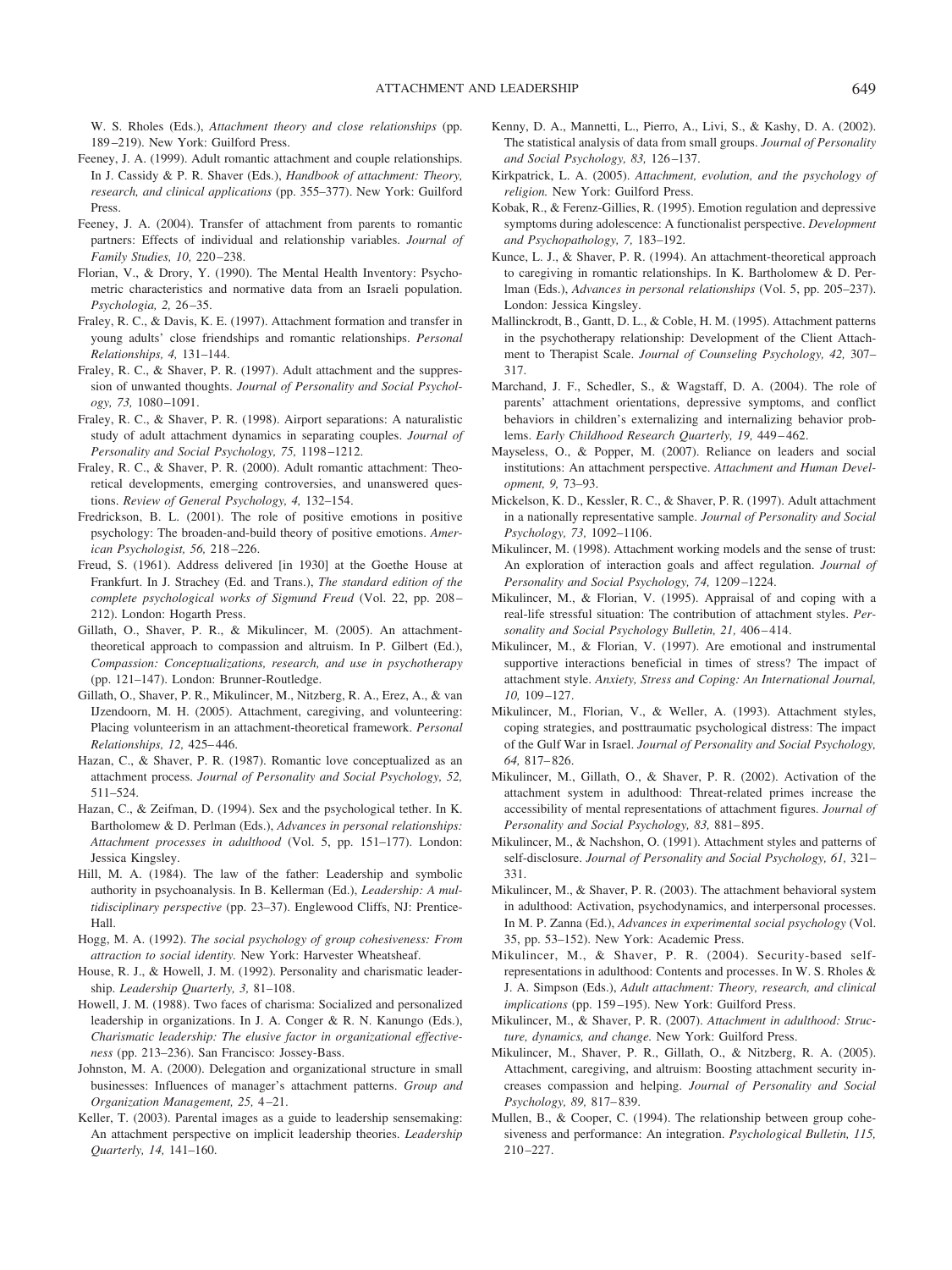W. S. Rholes (Eds.), *Attachment theory and close relationships* (pp. 189–219). New York: Guilford Press.

Feeney, J. A. (1999). Adult romantic attachment and couple relationships. In J. Cassidy & P. R. Shaver (Eds.), *Handbook of attachment: Theory, research, and clinical applications* (pp. 355–377). New York: Guilford Press.

Feeney, J. A. (2004). Transfer of attachment from parents to romantic partners: Effects of individual and relationship variables. *Journal of Family Studies, 10,* 220–238.

Florian, V., & Drory, Y. (1990). The Mental Health Inventory: Psychometric characteristics and normative data from an Israeli population. *Psychologia, 2,* 26–35.

Fraley, R. C., & Davis, K. E. (1997). Attachment formation and transfer in young adults' close friendships and romantic relationships. *Personal Relationships, 4,* 131–144.

Fraley, R. C., & Shaver, P. R. (1997). Adult attachment and the suppression of unwanted thoughts. *Journal of Personality and Social Psychology, 73,* 1080–1091.

Fraley, R. C., & Shaver, P. R. (1998). Airport separations: A naturalistic study of adult attachment dynamics in separating couples. *Journal of Personality and Social Psychology, 75,* 1198–1212.

Fraley, R. C., & Shaver, P. R. (2000). Adult romantic attachment: Theoretical developments, emerging controversies, and unanswered questions. *Review of General Psychology, 4,* 132–154.

Fredrickson, B. L. (2001). The role of positive emotions in positive psychology: The broaden-and-build theory of positive emotions. *American Psychologist, 56,* 218–226.

Freud, S. (1961). Address delivered [in 1930] at the Goethe House at Frankfurt. In J. Strachey (Ed. and Trans.), *The standard edition of the complete psychological works of Sigmund Freud* (Vol. 22, pp. 208–212). London: Hogarth Press.

Gillath, O., Shaver, P. R., & Mikulincer, M. (2005). An attachment-theoretical approach to compassion and altruism. In P. Gilbert (Ed.), *Compassion: Conceptualizations, research, and use in psychotherapy* (pp. 121–147). London: Brunner-Routledge.

Gillath, O., Shaver, P. R., Mikulincer, M., Nitzberg, R. A., Erez, A., & van IJzendoorn, M. H. (2005). Attachment, caregiving, and volunteering: Placing volunteerism in an attachment-theoretical framework. *Personal Relationships, 12,* 425–446.

Hazan, C., & Shaver, P. R. (1987). Romantic love conceptualized as an attachment process. *Journal of Personality and Social Psychology, 52,* 511–524.

Hazan, C., & Zeifman, D. (1994). Sex and the psychological tether. In K. Bartholomew & D. Perlman (Eds.), *Advances in personal relationships: Attachment processes in adulthood* (Vol. 5, pp. 151–177). London: Jessica Kingsley.

Hill, M. A. (1984). The law of the father: Leadership and symbolic authority in psychoanalysis. In B. Kellerman (Ed.), *Leadership: A multidisciplinary perspective* (pp. 23–37). Englewood Cliffs, NJ: Prentice-Hall.

Hogg, M. A. (1992). *The social psychology of group cohesiveness: From attraction to social identity.* New York: Harvester Wheatsheaf.

House, R. J., & Howell, J. M. (1992). Personality and charismatic leadership. *Leadership Quarterly, 3,* 81–108.

Howell, J. M. (1988). Two faces of charisma: Socialized and personalized leadership in organizations. In J. A. Conger & R. N. Kanungo (Eds.), *Charismatic leadership: The elusive factor in organizational effectiveness* (pp. 213–236). San Francisco: Jossey-Bass.

Johnston, M. A. (2000). Delegation and organizational structure in small businesses: Influences of manager's attachment patterns. *Group and Organization Management, 25,* 4–21.

Keller, T. (2003). Parental images as a guide to leadership sensemaking: An attachment perspective on implicit leadership theories. *Leadership Quarterly, 14,* 141–160.

Kenny, D. A., Mannetti, L., Pierro, A., Livi, S., & Kashy, D. A. (2002). The statistical analysis of data from small groups. *Journal of Personality and Social Psychology, 83,* 126–137.

Kirkpatrick, L. A. (2005). *Attachment, evolution, and the psychology of religion.* New York: Guilford Press.

Kobak, R., & Ferenz-Gillies, R. (1995). Emotion regulation and depressive symptoms during adolescence: A functionalist perspective. *Development and Psychopathology, 7,* 183–192.

Kunce, L. J., & Shaver, P. R. (1994). An attachment-theoretical approach to caregiving in romantic relationships. In K. Bartholomew & D. Perlman (Eds.), *Advances in personal relationships* (Vol. 5, pp. 205–237). London: Jessica Kingsley.

Mallinckrodt, B., Gantt, D. L., & Coble, H. M. (1995). Attachment patterns in the psychotherapy relationship: Development of the Client Attachment to Therapist Scale. *Journal of Counseling Psychology, 42,* 307–317.

Marchand, J. F., Schedler, S., & Wagstaff, D. A. (2004). The role of parents' attachment orientations, depressive symptoms, and conflict behaviors in children's externalizing and internalizing behavior problems. *Early Childhood Research Quarterly, 19,* 449–462.

Mayseless, O., & Popper, M. (2007). Reliance on leaders and social institutions: An attachment perspective. *Attachment and Human Development, 9,* 73–93.

Mickelson, K. D., Kessler, R. C., & Shaver, P. R. (1997). Adult attachment in a nationally representative sample. *Journal of Personality and Social Psychology, 73,* 1092–1106.

Mikulincer, M. (1998). Attachment working models and the sense of trust: An exploration of interaction goals and affect regulation. *Journal of Personality and Social Psychology, 74,* 1209–1224.

Mikulincer, M., & Florian, V. (1995). Appraisal of and coping with a real-life stressful situation: The contribution of attachment styles. *Personality and Social Psychology Bulletin, 21,* 406–414.

Mikulincer, M., & Florian, V. (1997). Are emotional and instrumental supportive interactions beneficial in times of stress? The impact of attachment style. *Anxiety, Stress and Coping: An International Journal, 10,* 109–127.

Mikulincer, M., Florian, V., & Weller, A. (1993). Attachment styles, coping strategies, and posttraumatic psychological distress: The impact of the Gulf War in Israel. *Journal of Personality and Social Psychology, 64,* 817–826.

Mikulincer, M., Gillath, O., & Shaver, P. R. (2002). Activation of the attachment system in adulthood: Threat-related primes increase the accessibility of mental representations of attachment figures. *Journal of Personality and Social Psychology, 83,* 881–895.

Mikulincer, M., & Nachshon, O. (1991). Attachment styles and patterns of self-disclosure. *Journal of Personality and Social Psychology, 61,* 321–331.

Mikulincer, M., & Shaver, P. R. (2003). The attachment behavioral system in adulthood: Activation, psychodynamics, and interpersonal processes. In M. P. Zanna (Ed.), *Advances in experimental social psychology* (Vol. 35, pp. 53–152). New York: Academic Press.

Mikulincer, M., & Shaver, P. R. (2004). Security-based self-representations in adulthood: Contents and processes. In W. S. Rholes & J. A. Simpson (Eds.), *Adult attachment: Theory, research, and clinical implications* (pp. 159–195). New York: Guilford Press.

Mikulincer, M., & Shaver, P. R. (2007). *Attachment in adulthood: Structure, dynamics, and change.* New York: Guilford Press.

Mikulincer, M., Shaver, P. R., Gillath, O., & Nitzberg, R. A. (2005). Attachment, caregiving, and altruism: Boosting attachment security increases compassion and helping. *Journal of Personality and Social Psychology, 89,* 817–839.

Mullen, B., & Cooper, C. (1994). The relationship between group cohesiveness and performance: An integration. *Psychological Bulletin, 115,* 210–227.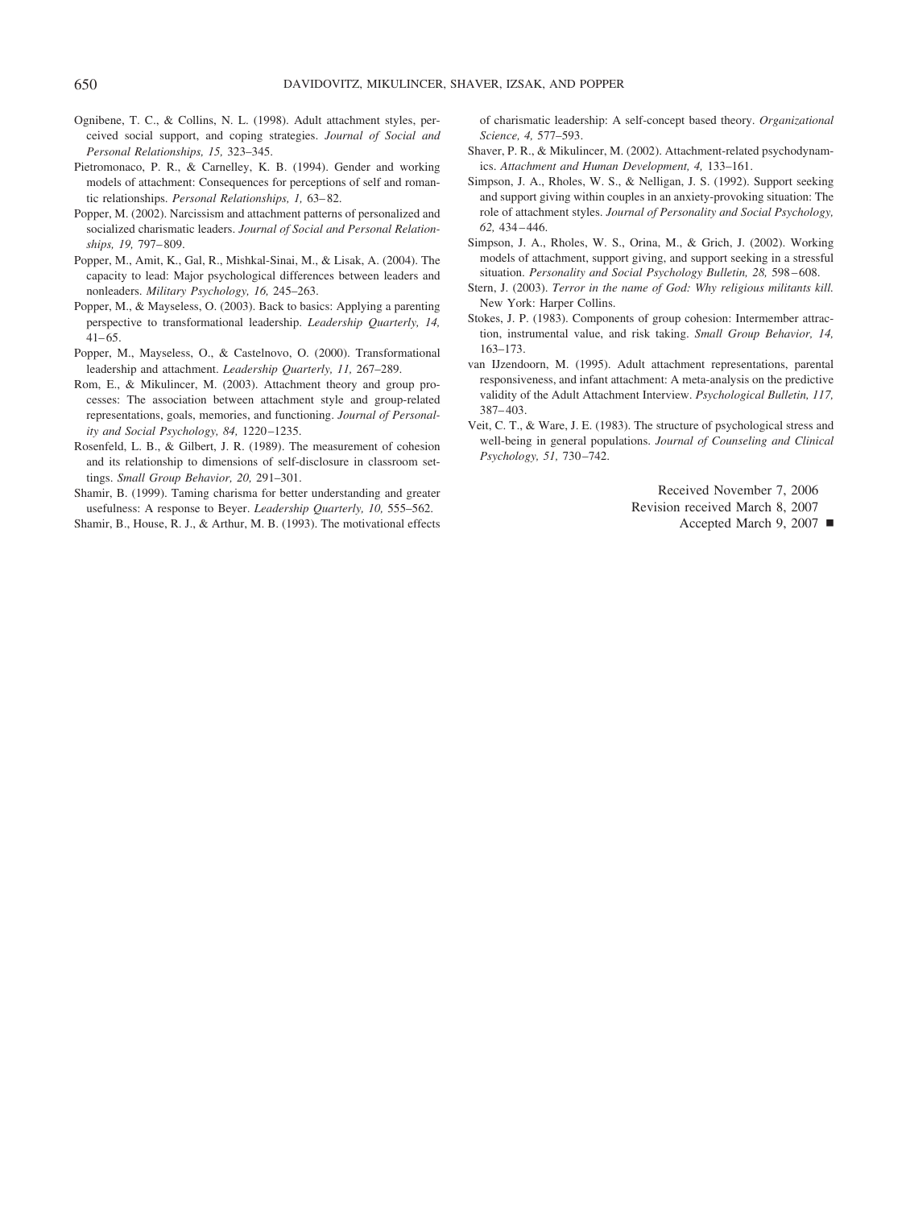Ognibene, T. C., & Collins, N. L. (1998). Adult attachment styles, perceived social support, and coping strategies. *Journal of Social and Personal Relationships, 15,* 323–345.

Pietromonaco, P. R., & Carnelley, K. B. (1994). Gender and working models of attachment: Consequences for perceptions of self and romantic relationships. *Personal Relationships, 1,* 63–82.

Popper, M. (2002). Narcissism and attachment patterns of personalized and socialized charismatic leaders. *Journal of Social and Personal Relationships, 19,* 797–809.

Popper, M., Amit, K., Gal, R., Mishkal-Sinai, M., & Lisak, A. (2004). The capacity to lead: Major psychological differences between leaders and nonleaders. *Military Psychology, 16,* 245–263.

Popper, M., & Mayseless, O. (2003). Back to basics: Applying a parenting perspective to transformational leadership. *Leadership Quarterly, 14,* 41–65.

Popper, M., Mayseless, O., & Castelnovo, O. (2000). Transformational leadership and attachment. *Leadership Quarterly, 11,* 267–289.

Rom, E., & Mikulincer, M. (2003). Attachment theory and group processes: The association between attachment style and group-related representations, goals, memories, and functioning. *Journal of Personality and Social Psychology, 84,* 1220–1235.

Rosenfeld, L. B., & Gilbert, J. R. (1989). The measurement of cohesion and its relationship to dimensions of self-disclosure in classroom settings. *Small Group Behavior, 20,* 291–301.

Shamir, B. (1999). Taming charisma for better understanding and greater usefulness: A response to Beyer. *Leadership Quarterly, 10,* 555–562.

Shamir, B., House, R. J., & Arthur, M. B. (1993). The motivational effects of charismatic leadership: A self-concept based theory. *Organizational Science, 4,* 577–593.

Shaver, P. R., & Mikulincer, M. (2002). Attachment-related psychodynamics. *Attachment and Human Development, 4,* 133–161.

Simpson, J. A., Rholes, W. S., & Nelligan, J. S. (1992). Support seeking and support giving within couples in an anxiety-provoking situation: The role of attachment styles. *Journal of Personality and Social Psychology, 62,* 434–446.

Simpson, J. A., Rholes, W. S., Orina, M., & Grich, J. (2002). Working models of attachment, support giving, and support seeking in a stressful situation. *Personality and Social Psychology Bulletin, 28,* 598–608.

Stern, J. (2003). *Terror in the name of God: Why religious militants kill.* New York: Harper Collins.

Stokes, J. P. (1983). Components of group cohesion: Intermember attraction, instrumental value, and risk taking. *Small Group Behavior, 14,* 163–173.

van IJzendoorn, M. (1995). Adult attachment representations, parental responsiveness, and infant attachment: A meta-analysis on the predictive validity of the Adult Attachment Interview. *Psychological Bulletin, 117,* 387–403.

Veit, C. T., & Ware, J. E. (1983). The structure of psychological stress and well-being in general populations. *Journal of Counseling and Clinical Psychology, 51,* 730–742.

Received November 7, 2006
Revision received March 8, 2007
Accepted March 9, 2007 ■